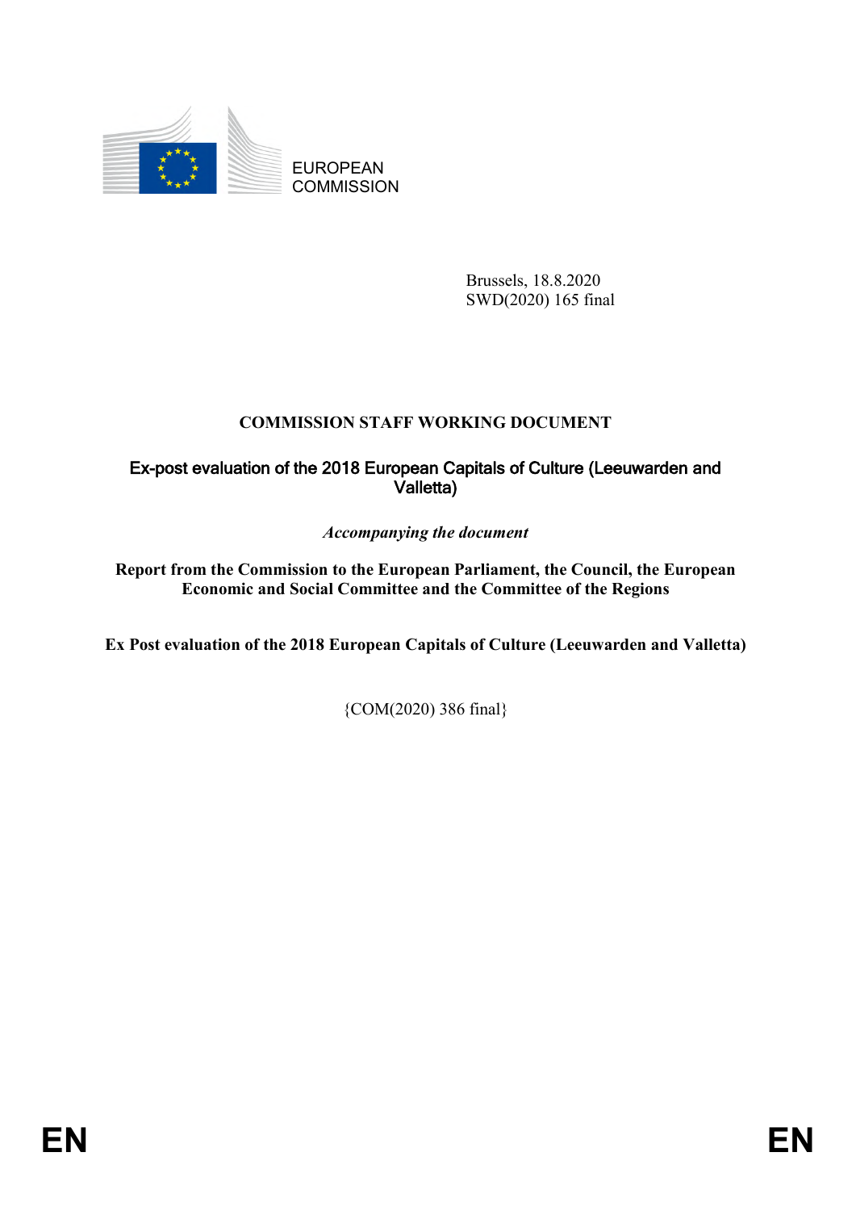EUROPEAN COMMISSION

Brussels, 18.8.2020
SWD(2020) 165 final

# COMMISSION STAFF WORKING DOCUMENT

## Ex-post evaluation of the 2018 European Capitals of Culture (Leeuwarden and Valletta)

*Accompanying the document*

**Report from the Commission to the European Parliament, the Council, the European Economic and Social Committee and the Committee of the Regions**

**Ex Post evaluation of the 2018 European Capitals of Culture (Leeuwarden and Valletta)**

{COM(2020) 386 final}

EN EN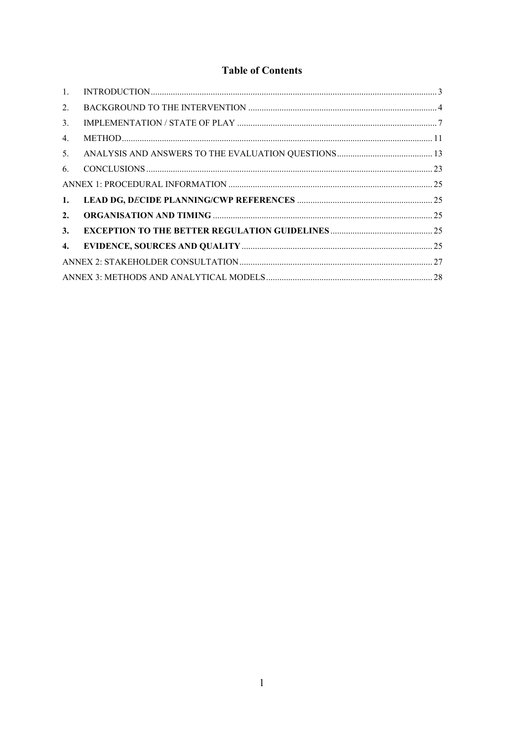# Table of Contents

1. INTRODUCTION ..... 3
2. BACKGROUND TO THE INTERVENTION ..... 4
3. IMPLEMENTATION / STATE OF PLAY ..... 7
4. METHOD ..... 11
5. ANALYSIS AND ANSWERS TO THE EVALUATION QUESTIONS ..... 13
6. CONCLUSIONS ..... 23

ANNEX 1: PROCEDURAL INFORMATION ..... 25

**1. LEAD DG, D*E*CIDE PLANNING/CWP REFERENCES** ..... 25

**2. ORGANISATION AND TIMING** ..... 25

**3. EXCEPTION TO THE BETTER REGULATION GUIDELINES** ..... 25

**4. EVIDENCE, SOURCES AND QUALITY** ..... 25

ANNEX 2: STAKEHOLDER CONSULTATION ..... 27

ANNEX 3: METHODS AND ANALYTICAL MODELS ..... 28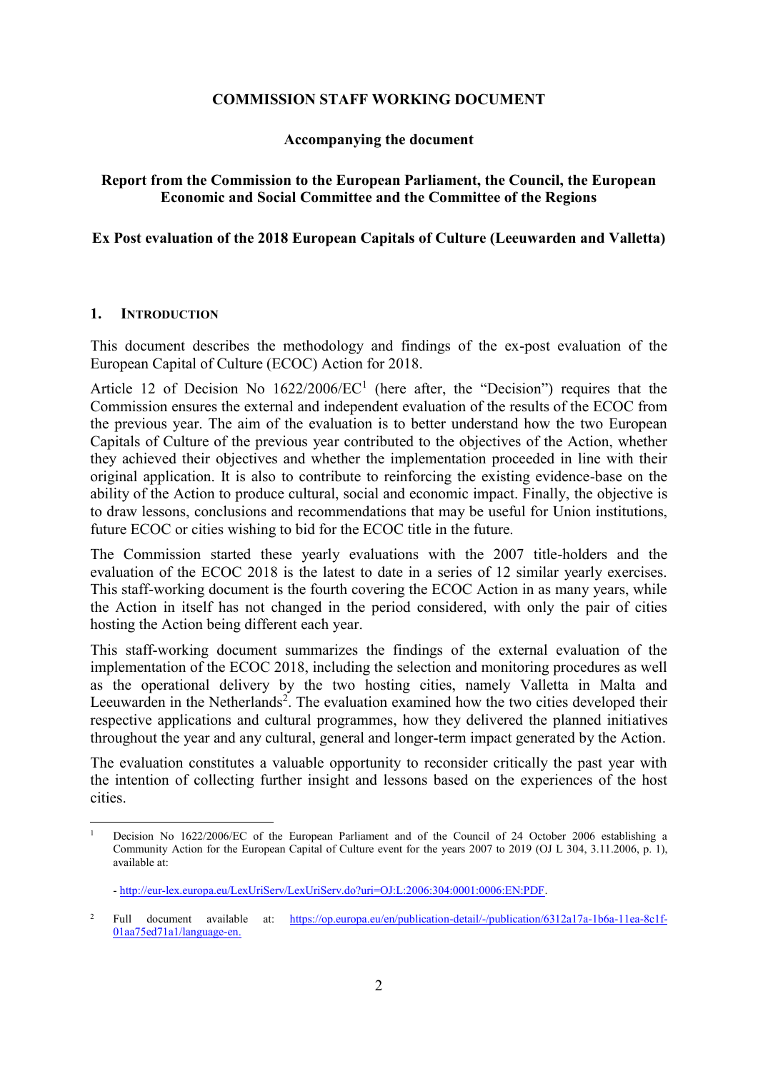**COMMISSION STAFF WORKING DOCUMENT**

**Accompanying the document**

**Report from the Commission to the European Parliament, the Council, the European Economic and Social Committee and the Committee of the Regions**

**Ex Post evaluation of the 2018 European Capitals of Culture (Leeuwarden and Valletta)**

## 1. INTRODUCTION

This document describes the methodology and findings of the ex-post evaluation of the European Capital of Culture (ECOC) Action for 2018.

Article 12 of Decision No 1622/2006/EC[1] (here after, the "Decision") requires that the Commission ensures the external and independent evaluation of the results of the ECOC from the previous year. The aim of the evaluation is to better understand how the two European Capitals of Culture of the previous year contributed to the objectives of the Action, whether they achieved their objectives and whether the implementation proceeded in line with their original application. It is also to contribute to reinforcing the existing evidence-base on the ability of the Action to produce cultural, social and economic impact. Finally, the objective is to draw lessons, conclusions and recommendations that may be useful for Union institutions, future ECOC or cities wishing to bid for the ECOC title in the future.

The Commission started these yearly evaluations with the 2007 title-holders and the evaluation of the ECOC 2018 is the latest to date in a series of 12 similar yearly exercises. This staff-working document is the fourth covering the ECOC Action in as many years, while the Action in itself has not changed in the period considered, with only the pair of cities hosting the Action being different each year.

This staff-working document summarizes the findings of the external evaluation of the implementation of the ECOC 2018, including the selection and monitoring procedures as well as the operational delivery by the two hosting cities, namely Valletta in Malta and Leeuwarden in the Netherlands[2]. The evaluation examined how the two cities developed their respective applications and cultural programmes, how they delivered the planned initiatives throughout the year and any cultural, general and longer-term impact generated by the Action.

The evaluation constitutes a valuable opportunity to reconsider critically the past year with the intention of collecting further insight and lessons based on the experiences of the host cities.

---

[1] Decision No 1622/2006/EC of the European Parliament and of the Council of 24 October 2006 establishing a Community Action for the European Capital of Culture event for the years 2007 to 2019 (OJ L 304, 3.11.2006, p. 1), available at:

- http://eur-lex.europa.eu/LexUriServ/LexUriServ.do?uri=OJ:L:2006:304:0001:0006:EN:PDF.

[2] Full document available at: https://op.europa.eu/en/publication-detail/-/publication/6312a17a-1b6a-11ea-8c1f-01aa75ed71a1/language-en.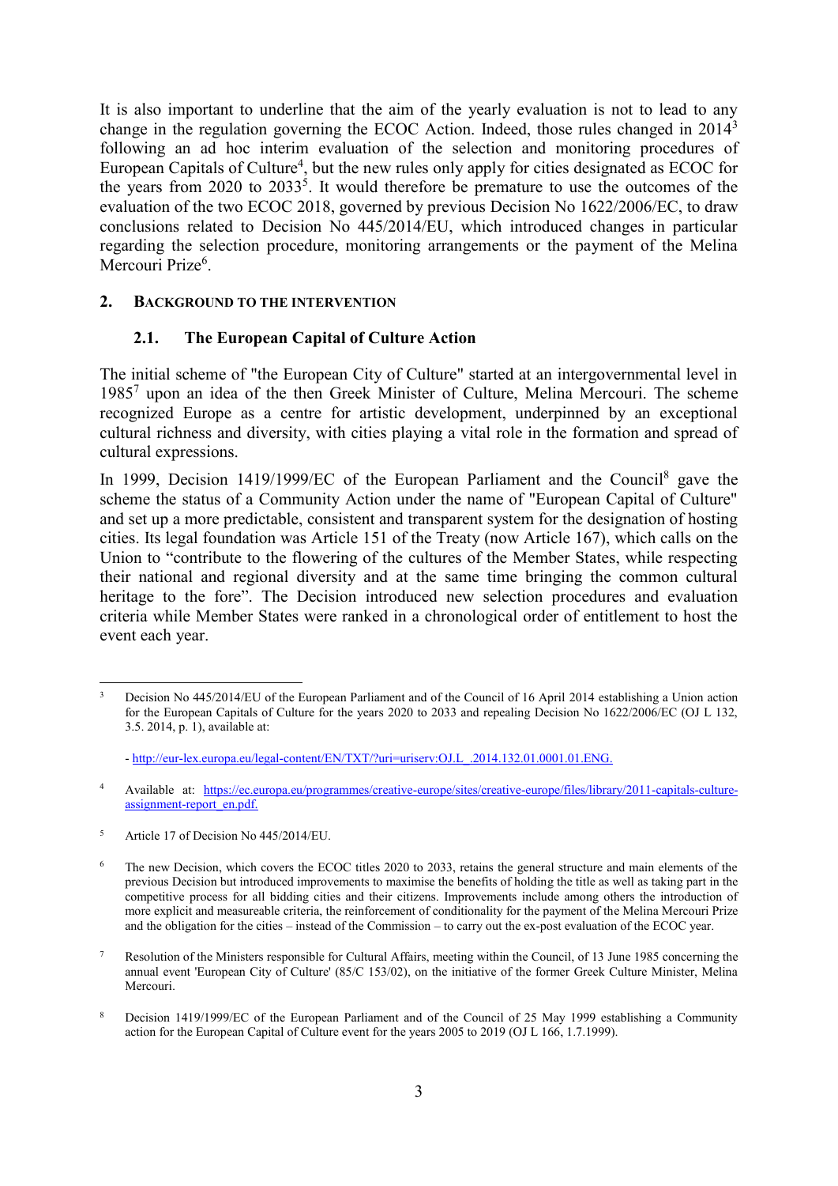It is also important to underline that the aim of the yearly evaluation is not to lead to any change in the regulation governing the ECOC Action. Indeed, those rules changed in 2014[3] following an ad hoc interim evaluation of the selection and monitoring procedures of European Capitals of Culture[4], but the new rules only apply for cities designated as ECOC for the years from 2020 to 2033[5]. It would therefore be premature to use the outcomes of the evaluation of the two ECOC 2018, governed by previous Decision No 1622/2006/EC, to draw conclusions related to Decision No 445/2014/EU, which introduced changes in particular regarding the selection procedure, monitoring arrangements or the payment of the Melina Mercouri Prize[6].

## 2. Background to the intervention

### 2.1. The European Capital of Culture Action

The initial scheme of "the European City of Culture" started at an intergovernmental level in 1985[7] upon an idea of the then Greek Minister of Culture, Melina Mercouri. The scheme recognized Europe as a centre for artistic development, underpinned by an exceptional cultural richness and diversity, with cities playing a vital role in the formation and spread of cultural expressions.

In 1999, Decision 1419/1999/EC of the European Parliament and the Council[8] gave the scheme the status of a Community Action under the name of "European Capital of Culture" and set up a more predictable, consistent and transparent system for the designation of hosting cities. Its legal foundation was Article 151 of the Treaty (now Article 167), which calls on the Union to "contribute to the flowering of the cultures of the Member States, while respecting their national and regional diversity and at the same time bringing the common cultural heritage to the fore". The Decision introduced new selection procedures and evaluation criteria while Member States were ranked in a chronological order of entitlement to host the event each year.

---

[3] Decision No 445/2014/EU of the European Parliament and of the Council of 16 April 2014 establishing a Union action for the European Capitals of Culture for the years 2020 to 2033 and repealing Decision No 1622/2006/EC (OJ L 132, 3.5. 2014, p. 1), available at:

- http://eur-lex.europa.eu/legal-content/EN/TXT/?uri=uriserv:OJ.L_.2014.132.01.0001.01.ENG.

[4] Available at: https://ec.europa.eu/programmes/creative-europe/sites/creative-europe/files/library/2011-capitals-culture-assignment-report_en.pdf.

[5] Article 17 of Decision No 445/2014/EU.

[6] The new Decision, which covers the ECOC titles 2020 to 2033, retains the general structure and main elements of the previous Decision but introduced improvements to maximise the benefits of holding the title as well as taking part in the competitive process for all bidding cities and their citizens. Improvements include among others the introduction of more explicit and measureable criteria, the reinforcement of conditionality for the payment of the Melina Mercouri Prize and the obligation for the cities – instead of the Commission – to carry out the ex-post evaluation of the ECOC year.

[7] Resolution of the Ministers responsible for Cultural Affairs, meeting within the Council, of 13 June 1985 concerning the annual event 'European City of Culture' (85/C 153/02), on the initiative of the former Greek Culture Minister, Melina Mercouri.

[8] Decision 1419/1999/EC of the European Parliament and of the Council of 25 May 1999 establishing a Community action for the European Capital of Culture event for the years 2005 to 2019 (OJ L 166, 1.7.1999).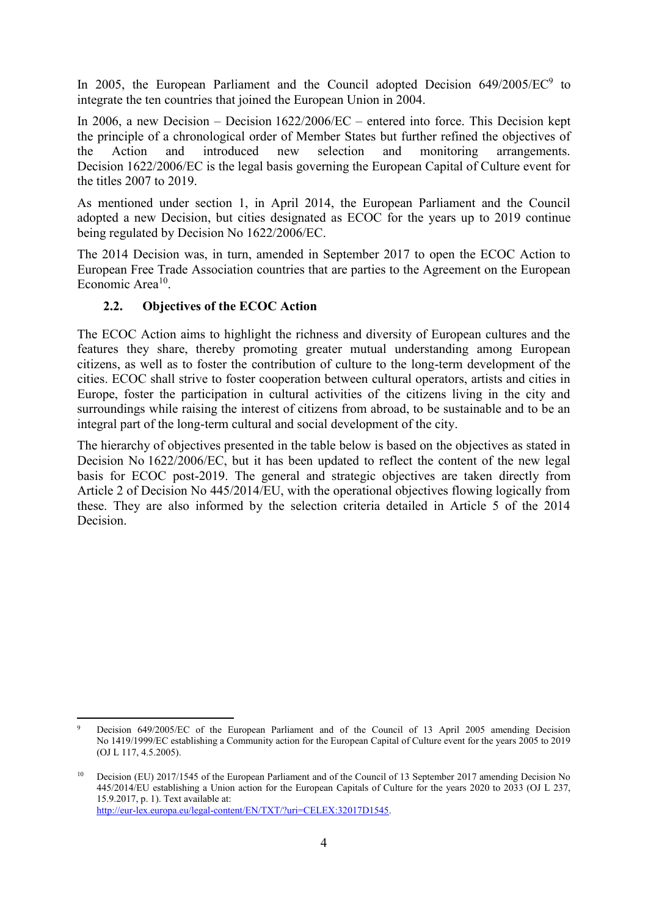In 2005, the European Parliament and the Council adopted Decision 649/2005/EC[9] to integrate the ten countries that joined the European Union in 2004.

In 2006, a new Decision – Decision 1622/2006/EC – entered into force. This Decision kept the principle of a chronological order of Member States but further refined the objectives of the Action and introduced new selection and monitoring arrangements. Decision 1622/2006/EC is the legal basis governing the European Capital of Culture event for the titles 2007 to 2019.

As mentioned under section 1, in April 2014, the European Parliament and the Council adopted a new Decision, but cities designated as ECOC for the years up to 2019 continue being regulated by Decision No 1622/2006/EC.

The 2014 Decision was, in turn, amended in September 2017 to open the ECOC Action to European Free Trade Association countries that are parties to the Agreement on the European Economic Area[10].

### 2.2. Objectives of the ECOC Action

The ECOC Action aims to highlight the richness and diversity of European cultures and the features they share, thereby promoting greater mutual understanding among European citizens, as well as to foster the contribution of culture to the long-term development of the cities. ECOC shall strive to foster cooperation between cultural operators, artists and cities in Europe, foster the participation in cultural activities of the citizens living in the city and surroundings while raising the interest of citizens from abroad, to be sustainable and to be an integral part of the long-term cultural and social development of the city.

The hierarchy of objectives presented in the table below is based on the objectives as stated in Decision No 1622/2006/EC, but it has been updated to reflect the content of the new legal basis for ECOC post-2019. The general and strategic objectives are taken directly from Article 2 of Decision No 445/2014/EU, with the operational objectives flowing logically from these. They are also informed by the selection criteria detailed in Article 5 of the 2014 Decision.

---

[9] Decision 649/2005/EC of the European Parliament and of the Council of 13 April 2005 amending Decision No 1419/1999/EC establishing a Community action for the European Capital of Culture event for the years 2005 to 2019 (OJ L 117, 4.5.2005).

[10] Decision (EU) 2017/1545 of the European Parliament and of the Council of 13 September 2017 amending Decision No 445/2014/EU establishing a Union action for the European Capitals of Culture for the years 2020 to 2033 (OJ L 237, 15.9.2017, p. 1). Text available at: http://eur-lex.europa.eu/legal-content/EN/TXT/?uri=CELEX:32017D1545.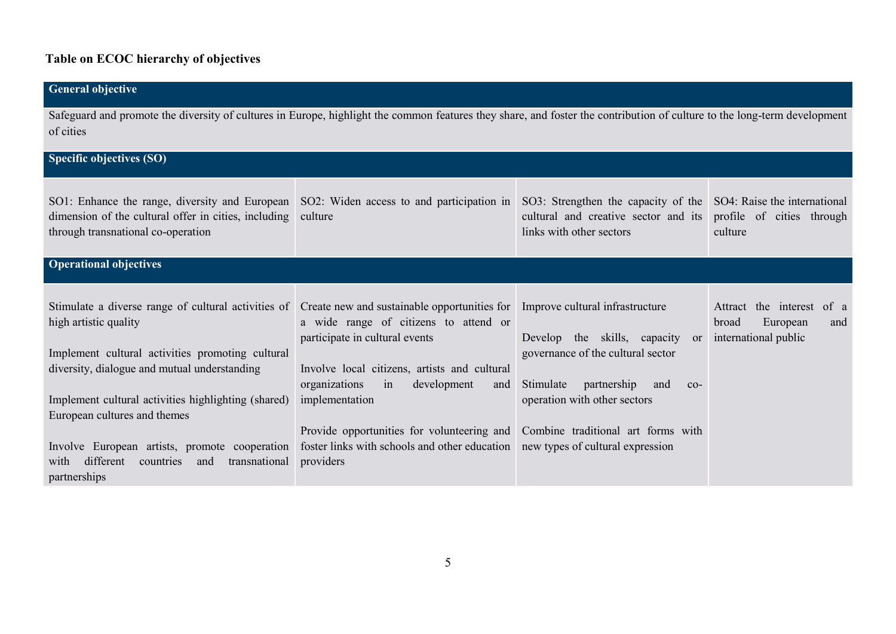**Table on ECOC hierarchy of objectives**

| **General objective** | | | |
|---|---|---|---|
| Safeguard and promote the diversity of cultures in Europe, highlight the common features they share, and foster the contribution of culture to the long-term development of cities | | | |
| **Specific objectives (SO)** | | | |
| SO1: Enhance the range, diversity and European dimension of the cultural offer in cities, including through transnational co-operation | SO2: Widen access to and participation in culture | SO3: Strengthen the capacity of the cultural and creative sector and its links with other sectors | SO4: Raise the international profile of cities through culture |
| **Operational objectives** | | | |
| Stimulate a diverse range of cultural activities of high artistic quality<br><br>Implement cultural activities promoting cultural diversity, dialogue and mutual understanding<br><br>Implement cultural activities highlighting (shared) European cultures and themes<br><br>Involve European artists, promote cooperation with different countries and transnational partnerships | Create new and sustainable opportunities for a wide range of citizens to attend or participate in cultural events<br><br>Involve local citizens, artists and cultural organizations in development and implementation<br><br>Provide opportunities for volunteering and foster links with schools and other education providers | Improve cultural infrastructure<br><br>Develop the skills, capacity or governance of the cultural sector<br><br>Stimulate partnership and co-operation with other sectors<br><br>Combine traditional art forms with new types of cultural expression | Attract the interest of a broad European and international public |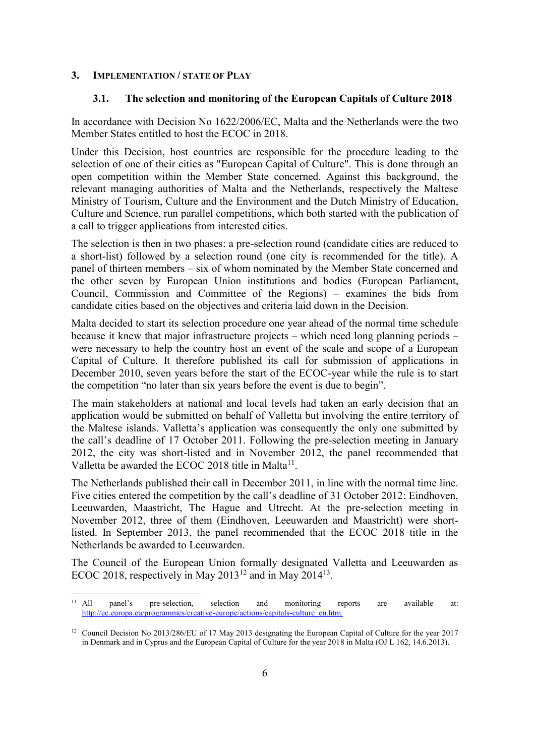## 3. Implementation / state of Play

### 3.1. The selection and monitoring of the European Capitals of Culture 2018

In accordance with Decision No 1622/2006/EC, Malta and the Netherlands were the two Member States entitled to host the ECOC in 2018.

Under this Decision, host countries are responsible for the procedure leading to the selection of one of their cities as "European Capital of Culture". This is done through an open competition within the Member State concerned. Against this background, the relevant managing authorities of Malta and the Netherlands, respectively the Maltese Ministry of Tourism, Culture and the Environment and the Dutch Ministry of Education, Culture and Science, run parallel competitions, which both started with the publication of a call to trigger applications from interested cities.

The selection is then in two phases: a pre-selection round (candidate cities are reduced to a short-list) followed by a selection round (one city is recommended for the title). A panel of thirteen members – six of whom nominated by the Member State concerned and the other seven by European Union institutions and bodies (European Parliament, Council, Commission and Committee of the Regions) – examines the bids from candidate cities based on the objectives and criteria laid down in the Decision.

Malta decided to start its selection procedure one year ahead of the normal time schedule because it knew that major infrastructure projects – which need long planning periods – were necessary to help the country host an event of the scale and scope of a European Capital of Culture. It therefore published its call for submission of applications in December 2010, seven years before the start of the ECOC-year while the rule is to start the competition "no later than six years before the event is due to begin".

The main stakeholders at national and local levels had taken an early decision that an application would be submitted on behalf of Valletta but involving the entire territory of the Maltese islands. Valletta's application was consequently the only one submitted by the call's deadline of 17 October 2011. Following the pre-selection meeting in January 2012, the city was short-listed and in November 2012, the panel recommended that Valletta be awarded the ECOC 2018 title in Malta[11].

The Netherlands published their call in December 2011, in line with the normal time line. Five cities entered the competition by the call's deadline of 31 October 2012: Eindhoven, Leeuwarden, Maastricht, The Hague and Utrecht. At the pre-selection meeting in November 2012, three of them (Eindhoven, Leeuwarden and Maastricht) were short-listed. In September 2013, the panel recommended that the ECOC 2018 title in the Netherlands be awarded to Leeuwarden.

The Council of the European Union formally designated Valletta and Leeuwarden as ECOC 2018, respectively in May 2013[12] and in May 2014[13].

---

[11] All panel's pre-selection, selection and monitoring reports are available at: http://ec.europa.eu/programmes/creative-europe/actions/capitals-culture_en.htm.

[12] Council Decision No 2013/286/EU of 17 May 2013 designating the European Capital of Culture for the year 2017 in Denmark and in Cyprus and the European Capital of Culture for the year 2018 in Malta (OJ L 162, 14.6.2013).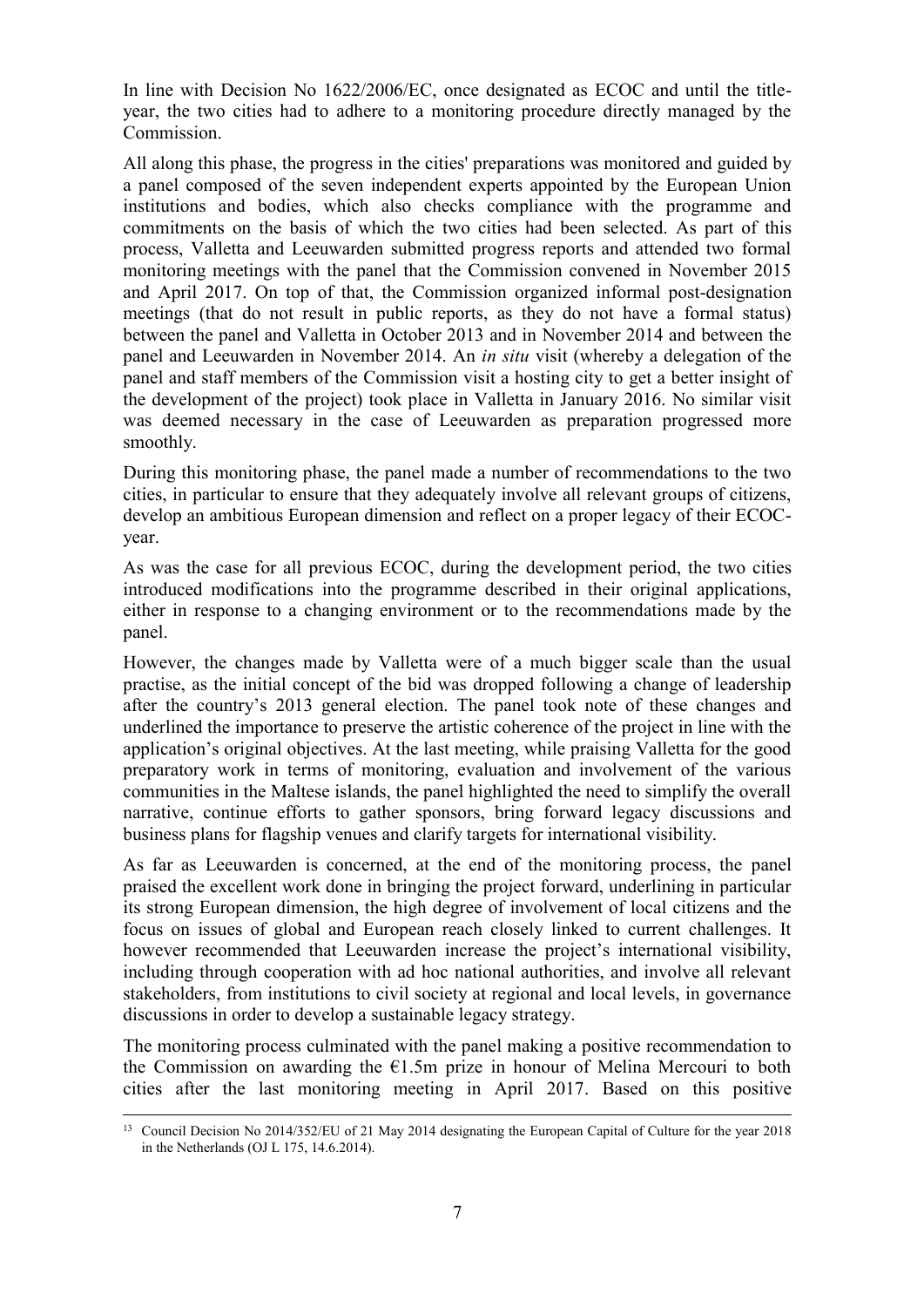In line with Decision No 1622/2006/EC, once designated as ECOC and until the title-year, the two cities had to adhere to a monitoring procedure directly managed by the Commission.

All along this phase, the progress in the cities' preparations was monitored and guided by a panel composed of the seven independent experts appointed by the European Union institutions and bodies, which also checks compliance with the programme and commitments on the basis of which the two cities had been selected. As part of this process, Valletta and Leeuwarden submitted progress reports and attended two formal monitoring meetings with the panel that the Commission convened in November 2015 and April 2017. On top of that, the Commission organized informal post-designation meetings (that do not result in public reports, as they do not have a formal status) between the panel and Valletta in October 2013 and in November 2014 and between the panel and Leeuwarden in November 2014. An *in situ* visit (whereby a delegation of the panel and staff members of the Commission visit a hosting city to get a better insight of the development of the project) took place in Valletta in January 2016. No similar visit was deemed necessary in the case of Leeuwarden as preparation progressed more smoothly.

During this monitoring phase, the panel made a number of recommendations to the two cities, in particular to ensure that they adequately involve all relevant groups of citizens, develop an ambitious European dimension and reflect on a proper legacy of their ECOC-year.

As was the case for all previous ECOC, during the development period, the two cities introduced modifications into the programme described in their original applications, either in response to a changing environment or to the recommendations made by the panel.

However, the changes made by Valletta were of a much bigger scale than the usual practise, as the initial concept of the bid was dropped following a change of leadership after the country's 2013 general election. The panel took note of these changes and underlined the importance to preserve the artistic coherence of the project in line with the application's original objectives. At the last meeting, while praising Valletta for the good preparatory work in terms of monitoring, evaluation and involvement of the various communities in the Maltese islands, the panel highlighted the need to simplify the overall narrative, continue efforts to gather sponsors, bring forward legacy discussions and business plans for flagship venues and clarify targets for international visibility.

As far as Leeuwarden is concerned, at the end of the monitoring process, the panel praised the excellent work done in bringing the project forward, underlining in particular its strong European dimension, the high degree of involvement of local citizens and the focus on issues of global and European reach closely linked to current challenges. It however recommended that Leeuwarden increase the project's international visibility, including through cooperation with ad hoc national authorities, and involve all relevant stakeholders, from institutions to civil society at regional and local levels, in governance discussions in order to develop a sustainable legacy strategy.

The monitoring process culminated with the panel making a positive recommendation to the Commission on awarding the €1.5m prize in honour of Melina Mercouri to both cities after the last monitoring meeting in April 2017. Based on this positive

[13] Council Decision No 2014/352/EU of 21 May 2014 designating the European Capital of Culture for the year 2018 in the Netherlands (OJ L 175, 14.6.2014).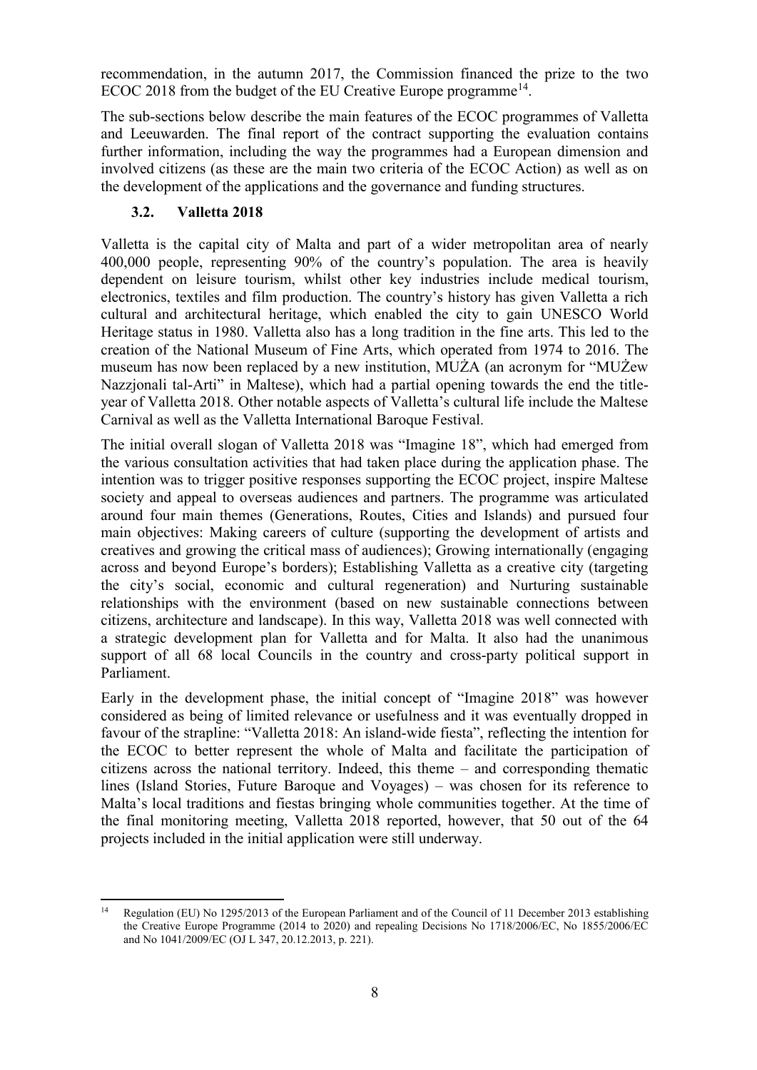recommendation, in the autumn 2017, the Commission financed the prize to the two ECOC 2018 from the budget of the EU Creative Europe programme[14].

The sub-sections below describe the main features of the ECOC programmes of Valletta and Leeuwarden. The final report of the contract supporting the evaluation contains further information, including the way the programmes had a European dimension and involved citizens (as these are the main two criteria of the ECOC Action) as well as on the development of the applications and the governance and funding structures.

### 3.2. Valletta 2018

Valletta is the capital city of Malta and part of a wider metropolitan area of nearly 400,000 people, representing 90% of the country's population. The area is heavily dependent on leisure tourism, whilst other key industries include medical tourism, electronics, textiles and film production. The country's history has given Valletta a rich cultural and architectural heritage, which enabled the city to gain UNESCO World Heritage status in 1980. Valletta also has a long tradition in the fine arts. This led to the creation of the National Museum of Fine Arts, which operated from 1974 to 2016. The museum has now been replaced by a new institution, MUŻA (an acronym for "MUŻew Nazzjonali tal-Arti" in Maltese), which had a partial opening towards the end the title-year of Valletta 2018. Other notable aspects of Valletta's cultural life include the Maltese Carnival as well as the Valletta International Baroque Festival.

The initial overall slogan of Valletta 2018 was "Imagine 18", which had emerged from the various consultation activities that had taken place during the application phase. The intention was to trigger positive responses supporting the ECOC project, inspire Maltese society and appeal to overseas audiences and partners. The programme was articulated around four main themes (Generations, Routes, Cities and Islands) and pursued four main objectives: Making careers of culture (supporting the development of artists and creatives and growing the critical mass of audiences); Growing internationally (engaging across and beyond Europe's borders); Establishing Valletta as a creative city (targeting the city's social, economic and cultural regeneration) and Nurturing sustainable relationships with the environment (based on new sustainable connections between citizens, architecture and landscape). In this way, Valletta 2018 was well connected with a strategic development plan for Valletta and for Malta. It also had the unanimous support of all 68 local Councils in the country and cross-party political support in Parliament.

Early in the development phase, the initial concept of "Imagine 2018" was however considered as being of limited relevance or usefulness and it was eventually dropped in favour of the strapline: "Valletta 2018: An island-wide fiesta", reflecting the intention for the ECOC to better represent the whole of Malta and facilitate the participation of citizens across the national territory. Indeed, this theme – and corresponding thematic lines (Island Stories, Future Baroque and Voyages) – was chosen for its reference to Malta's local traditions and fiestas bringing whole communities together. At the time of the final monitoring meeting, Valletta 2018 reported, however, that 50 out of the 64 projects included in the initial application were still underway.

[14] Regulation (EU) No 1295/2013 of the European Parliament and of the Council of 11 December 2013 establishing the Creative Europe Programme (2014 to 2020) and repealing Decisions No 1718/2006/EC, No 1855/2006/EC and No 1041/2009/EC (OJ L 347, 20.12.2013, p. 221).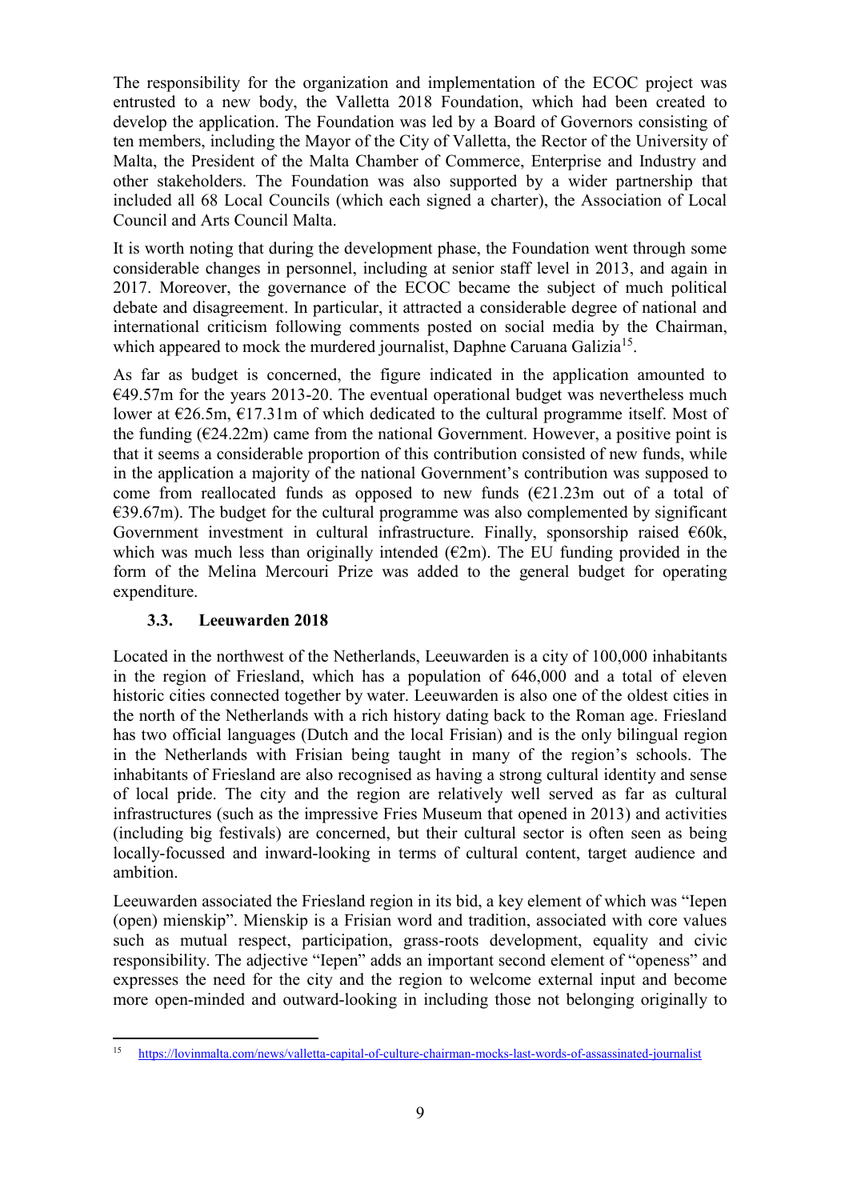The responsibility for the organization and implementation of the ECOC project was entrusted to a new body, the Valletta 2018 Foundation, which had been created to develop the application. The Foundation was led by a Board of Governors consisting of ten members, including the Mayor of the City of Valletta, the Rector of the University of Malta, the President of the Malta Chamber of Commerce, Enterprise and Industry and other stakeholders. The Foundation was also supported by a wider partnership that included all 68 Local Councils (which each signed a charter), the Association of Local Council and Arts Council Malta.

It is worth noting that during the development phase, the Foundation went through some considerable changes in personnel, including at senior staff level in 2013, and again in 2017. Moreover, the governance of the ECOC became the subject of much political debate and disagreement. In particular, it attracted a considerable degree of national and international criticism following comments posted on social media by the Chairman, which appeared to mock the murdered journalist, Daphne Caruana Galizia[15].

As far as budget is concerned, the figure indicated in the application amounted to €49.57m for the years 2013-20. The eventual operational budget was nevertheless much lower at €26.5m, €17.31m of which dedicated to the cultural programme itself. Most of the funding (€24.22m) came from the national Government. However, a positive point is that it seems a considerable proportion of this contribution consisted of new funds, while in the application a majority of the national Government's contribution was supposed to come from reallocated funds as opposed to new funds (€21.23m out of a total of €39.67m). The budget for the cultural programme was also complemented by significant Government investment in cultural infrastructure. Finally, sponsorship raised €60k, which was much less than originally intended (€2m). The EU funding provided in the form of the Melina Mercouri Prize was added to the general budget for operating expenditure.

### 3.3. Leeuwarden 2018

Located in the northwest of the Netherlands, Leeuwarden is a city of 100,000 inhabitants in the region of Friesland, which has a population of 646,000 and a total of eleven historic cities connected together by water. Leeuwarden is also one of the oldest cities in the north of the Netherlands with a rich history dating back to the Roman age. Friesland has two official languages (Dutch and the local Frisian) and is the only bilingual region in the Netherlands with Frisian being taught in many of the region's schools. The inhabitants of Friesland are also recognised as having a strong cultural identity and sense of local pride. The city and the region are relatively well served as far as cultural infrastructures (such as the impressive Fries Museum that opened in 2013) and activities (including big festivals) are concerned, but their cultural sector is often seen as being locally-focussed and inward-looking in terms of cultural content, target audience and ambition.

Leeuwarden associated the Friesland region in its bid, a key element of which was "Iepen (open) mienskip". Mienskip is a Frisian word and tradition, associated with core values such as mutual respect, participation, grass-roots development, equality and civic responsibility. The adjective "Iepen" adds an important second element of "openess" and expresses the need for the city and the region to welcome external input and become more open-minded and outward-looking in including those not belonging originally to

---

[15] https://lovinmalta.com/news/valletta-capital-of-culture-chairman-mocks-last-words-of-assassinated-journalist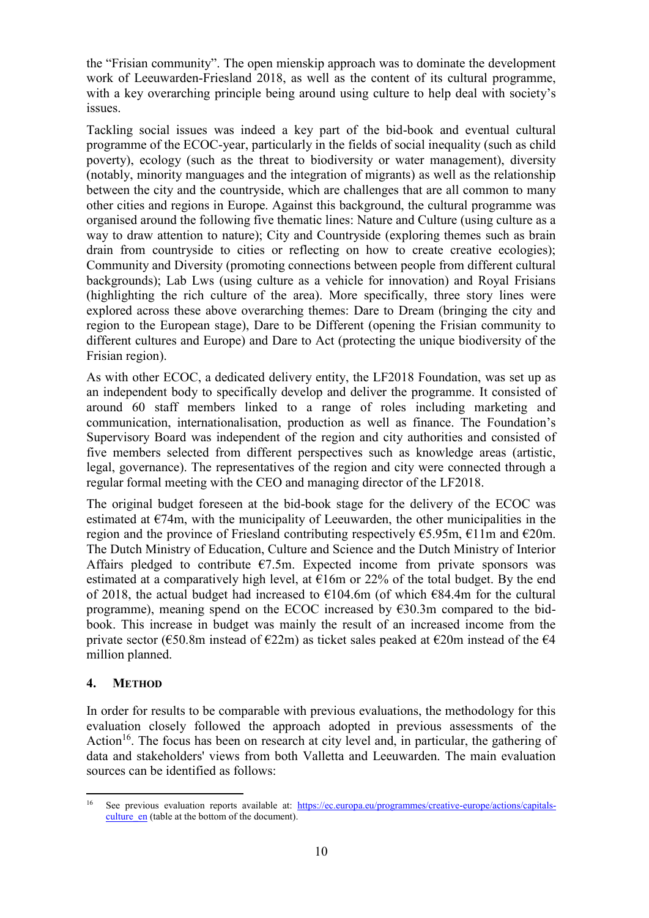the "Frisian community". The open mienskip approach was to dominate the development work of Leeuwarden-Friesland 2018, as well as the content of its cultural programme, with a key overarching principle being around using culture to help deal with society's issues.

Tackling social issues was indeed a key part of the bid-book and eventual cultural programme of the ECOC-year, particularly in the fields of social inequality (such as child poverty), ecology (such as the threat to biodiversity or water management), diversity (notably, minority manguages and the integration of migrants) as well as the relationship between the city and the countryside, which are challenges that are all common to many other cities and regions in Europe. Against this background, the cultural programme was organised around the following five thematic lines: Nature and Culture (using culture as a way to draw attention to nature); City and Countryside (exploring themes such as brain drain from countryside to cities or reflecting on how to create creative ecologies); Community and Diversity (promoting connections between people from different cultural backgrounds); Lab Lws (using culture as a vehicle for innovation) and Royal Frisians (highlighting the rich culture of the area). More specifically, three story lines were explored across these above overarching themes: Dare to Dream (bringing the city and region to the European stage), Dare to be Different (opening the Frisian community to different cultures and Europe) and Dare to Act (protecting the unique biodiversity of the Frisian region).

As with other ECOC, a dedicated delivery entity, the LF2018 Foundation, was set up as an independent body to specifically develop and deliver the programme. It consisted of around 60 staff members linked to a range of roles including marketing and communication, internationalisation, production as well as finance. The Foundation's Supervisory Board was independent of the region and city authorities and consisted of five members selected from different perspectives such as knowledge areas (artistic, legal, governance). The representatives of the region and city were connected through a regular formal meeting with the CEO and managing director of the LF2018.

The original budget foreseen at the bid-book stage for the delivery of the ECOC was estimated at €74m, with the municipality of Leeuwarden, the other municipalities in the region and the province of Friesland contributing respectively €5.95m, €11m and €20m. The Dutch Ministry of Education, Culture and Science and the Dutch Ministry of Interior Affairs pledged to contribute €7.5m. Expected income from private sponsors was estimated at a comparatively high level, at €16m or 22% of the total budget. By the end of 2018, the actual budget had increased to €104.6m (of which €84.4m for the cultural programme), meaning spend on the ECOC increased by €30.3m compared to the bid-book. This increase in budget was mainly the result of an increased income from the private sector (€50.8m instead of €22m) as ticket sales peaked at €20m instead of the €4 million planned.

## 4. METHOD

In order for results to be comparable with previous evaluations, the methodology for this evaluation closely followed the approach adopted in previous assessments of the Action[16]. The focus has been on research at city level and, in particular, the gathering of data and stakeholders' views from both Valletta and Leeuwarden. The main evaluation sources can be identified as follows:

---

[16] See previous evaluation reports available at: https://ec.europa.eu/programmes/creative-europe/actions/capitals-culture_en (table at the bottom of the document).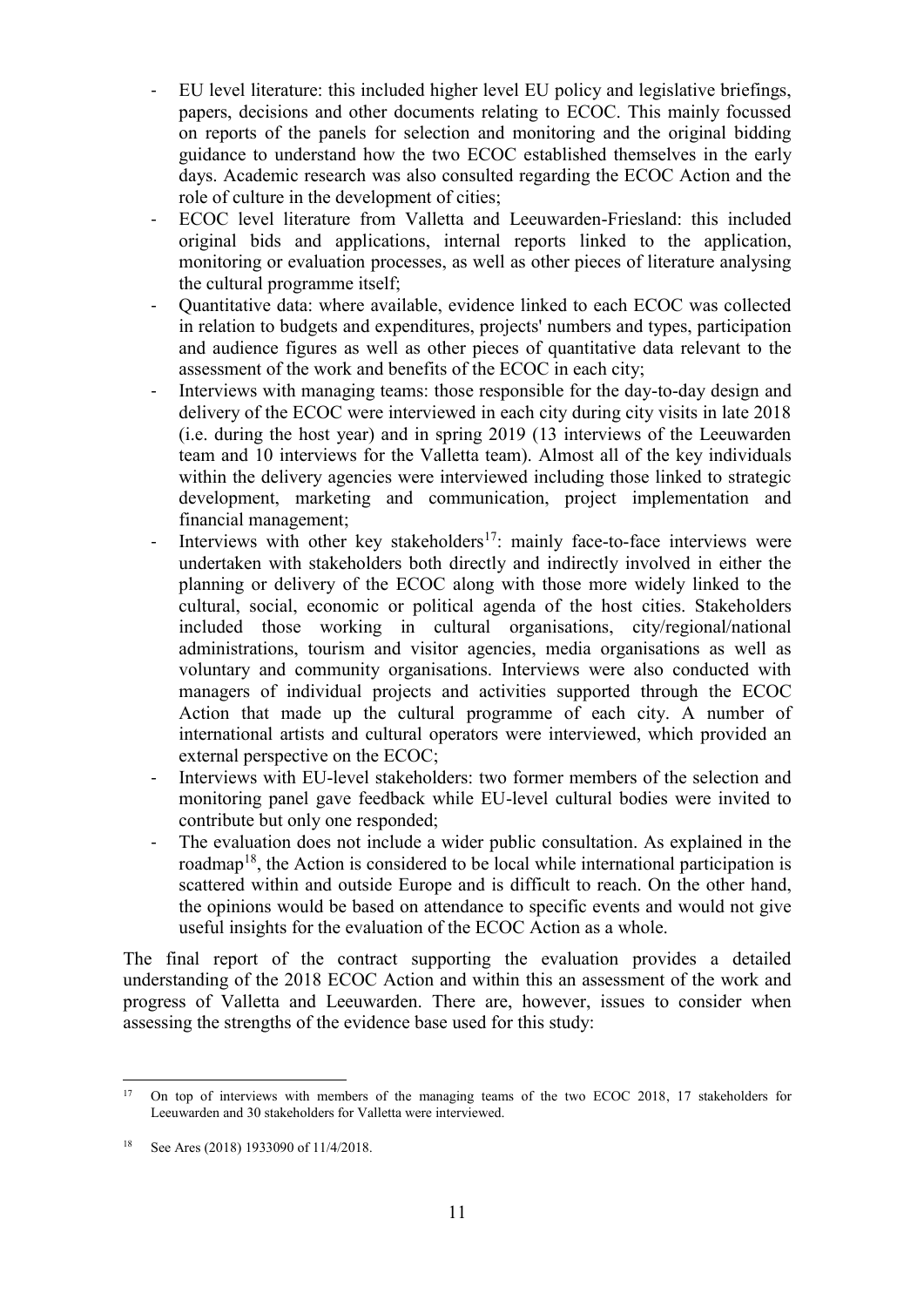- EU level literature: this included higher level EU policy and legislative briefings, papers, decisions and other documents relating to ECOC. This mainly focussed on reports of the panels for selection and monitoring and the original bidding guidance to understand how the two ECOC established themselves in the early days. Academic research was also consulted regarding the ECOC Action and the role of culture in the development of cities;
- ECOC level literature from Valletta and Leeuwarden-Friesland: this included original bids and applications, internal reports linked to the application, monitoring or evaluation processes, as well as other pieces of literature analysing the cultural programme itself;
- Quantitative data: where available, evidence linked to each ECOC was collected in relation to budgets and expenditures, projects' numbers and types, participation and audience figures as well as other pieces of quantitative data relevant to the assessment of the work and benefits of the ECOC in each city;
- Interviews with managing teams: those responsible for the day-to-day design and delivery of the ECOC were interviewed in each city during city visits in late 2018 (i.e. during the host year) and in spring 2019 (13 interviews of the Leeuwarden team and 10 interviews for the Valletta team). Almost all of the key individuals within the delivery agencies were interviewed including those linked to strategic development, marketing and communication, project implementation and financial management;
- Interviews with other key stakeholders[17]: mainly face-to-face interviews were undertaken with stakeholders both directly and indirectly involved in either the planning or delivery of the ECOC along with those more widely linked to the cultural, social, economic or political agenda of the host cities. Stakeholders included those working in cultural organisations, city/regional/national administrations, tourism and visitor agencies, media organisations as well as voluntary and community organisations. Interviews were also conducted with managers of individual projects and activities supported through the ECOC Action that made up the cultural programme of each city. A number of international artists and cultural operators were interviewed, which provided an external perspective on the ECOC;
- Interviews with EU-level stakeholders: two former members of the selection and monitoring panel gave feedback while EU-level cultural bodies were invited to contribute but only one responded;
- The evaluation does not include a wider public consultation. As explained in the roadmap[18], the Action is considered to be local while international participation is scattered within and outside Europe and is difficult to reach. On the other hand, the opinions would be based on attendance to specific events and would not give useful insights for the evaluation of the ECOC Action as a whole.

The final report of the contract supporting the evaluation provides a detailed understanding of the 2018 ECOC Action and within this an assessment of the work and progress of Valletta and Leeuwarden. There are, however, issues to consider when assessing the strengths of the evidence base used for this study:

[17] On top of interviews with members of the managing teams of the two ECOC 2018, 17 stakeholders for Leeuwarden and 30 stakeholders for Valletta were interviewed.

[18] See Ares (2018) 1933090 of 11/4/2018.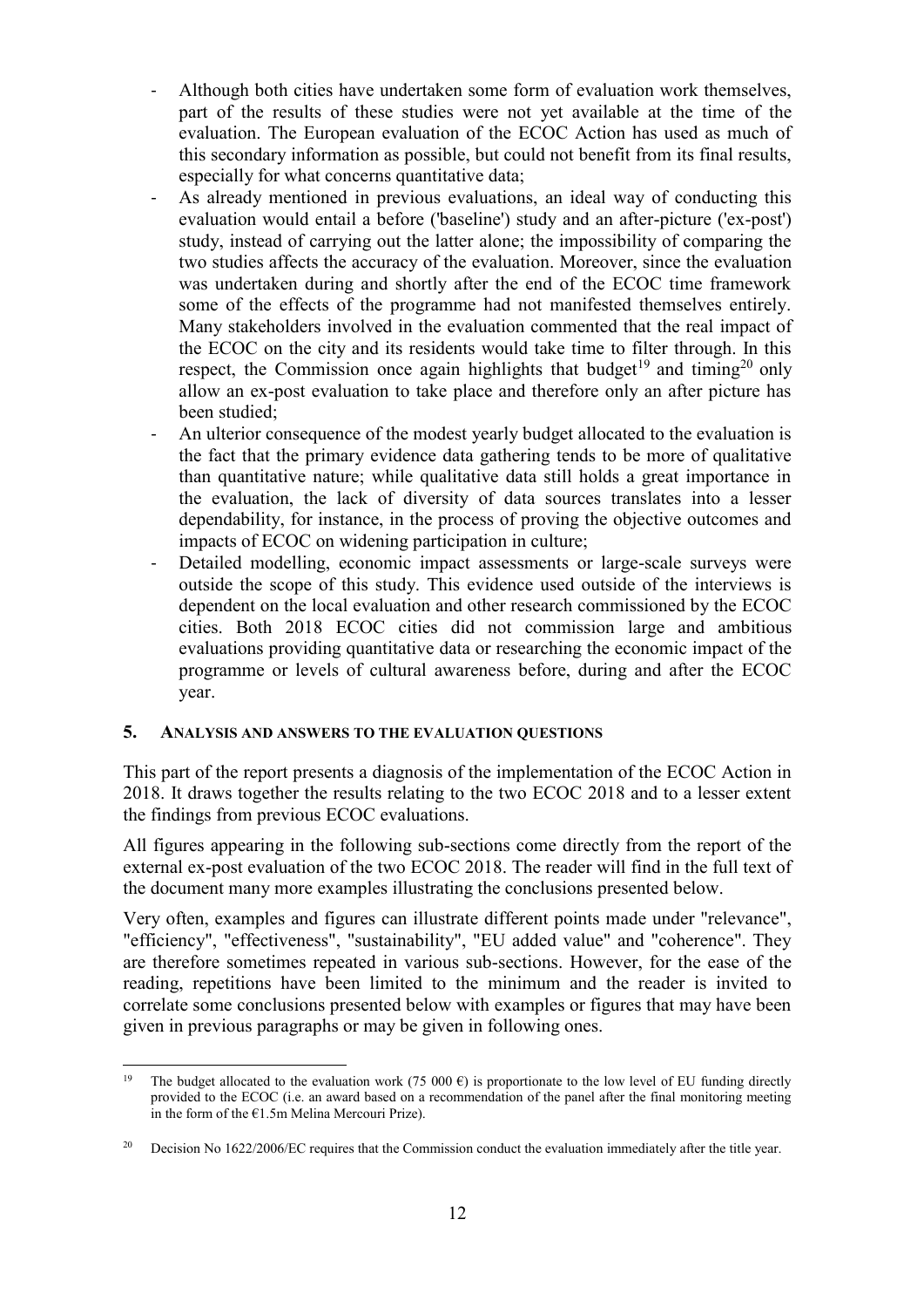- Although both cities have undertaken some form of evaluation work themselves, part of the results of these studies were not yet available at the time of the evaluation. The European evaluation of the ECOC Action has used as much of this secondary information as possible, but could not benefit from its final results, especially for what concerns quantitative data;
- As already mentioned in previous evaluations, an ideal way of conducting this evaluation would entail a before ('baseline') study and an after-picture ('ex-post') study, instead of carrying out the latter alone; the impossibility of comparing the two studies affects the accuracy of the evaluation. Moreover, since the evaluation was undertaken during and shortly after the end of the ECOC time framework some of the effects of the programme had not manifested themselves entirely. Many stakeholders involved in the evaluation commented that the real impact of the ECOC on the city and its residents would take time to filter through. In this respect, the Commission once again highlights that budget[19] and timing[20] only allow an ex-post evaluation to take place and therefore only an after picture has been studied;
- An ulterior consequence of the modest yearly budget allocated to the evaluation is the fact that the primary evidence data gathering tends to be more of qualitative than quantitative nature; while qualitative data still holds a great importance in the evaluation, the lack of diversity of data sources translates into a lesser dependability, for instance, in the process of proving the objective outcomes and impacts of ECOC on widening participation in culture;
- Detailed modelling, economic impact assessments or large-scale surveys were outside the scope of this study. This evidence used outside of the interviews is dependent on the local evaluation and other research commissioned by the ECOC cities. Both 2018 ECOC cities did not commission large and ambitious evaluations providing quantitative data or researching the economic impact of the programme or levels of cultural awareness before, during and after the ECOC year.

## 5. ANALYSIS AND ANSWERS TO THE EVALUATION QUESTIONS

This part of the report presents a diagnosis of the implementation of the ECOC Action in 2018. It draws together the results relating to the two ECOC 2018 and to a lesser extent the findings from previous ECOC evaluations.

All figures appearing in the following sub-sections come directly from the report of the external ex-post evaluation of the two ECOC 2018. The reader will find in the full text of the document many more examples illustrating the conclusions presented below.

Very often, examples and figures can illustrate different points made under "relevance", "efficiency", "effectiveness", "sustainability", "EU added value" and "coherence". They are therefore sometimes repeated in various sub-sections. However, for the ease of the reading, repetitions have been limited to the minimum and the reader is invited to correlate some conclusions presented below with examples or figures that may have been given in previous paragraphs or may be given in following ones.

---

[19] The budget allocated to the evaluation work (75 000 €) is proportionate to the low level of EU funding directly provided to the ECOC (i.e. an award based on a recommendation of the panel after the final monitoring meeting in the form of the €1.5m Melina Mercouri Prize).

[20] Decision No 1622/2006/EC requires that the Commission conduct the evaluation immediately after the title year.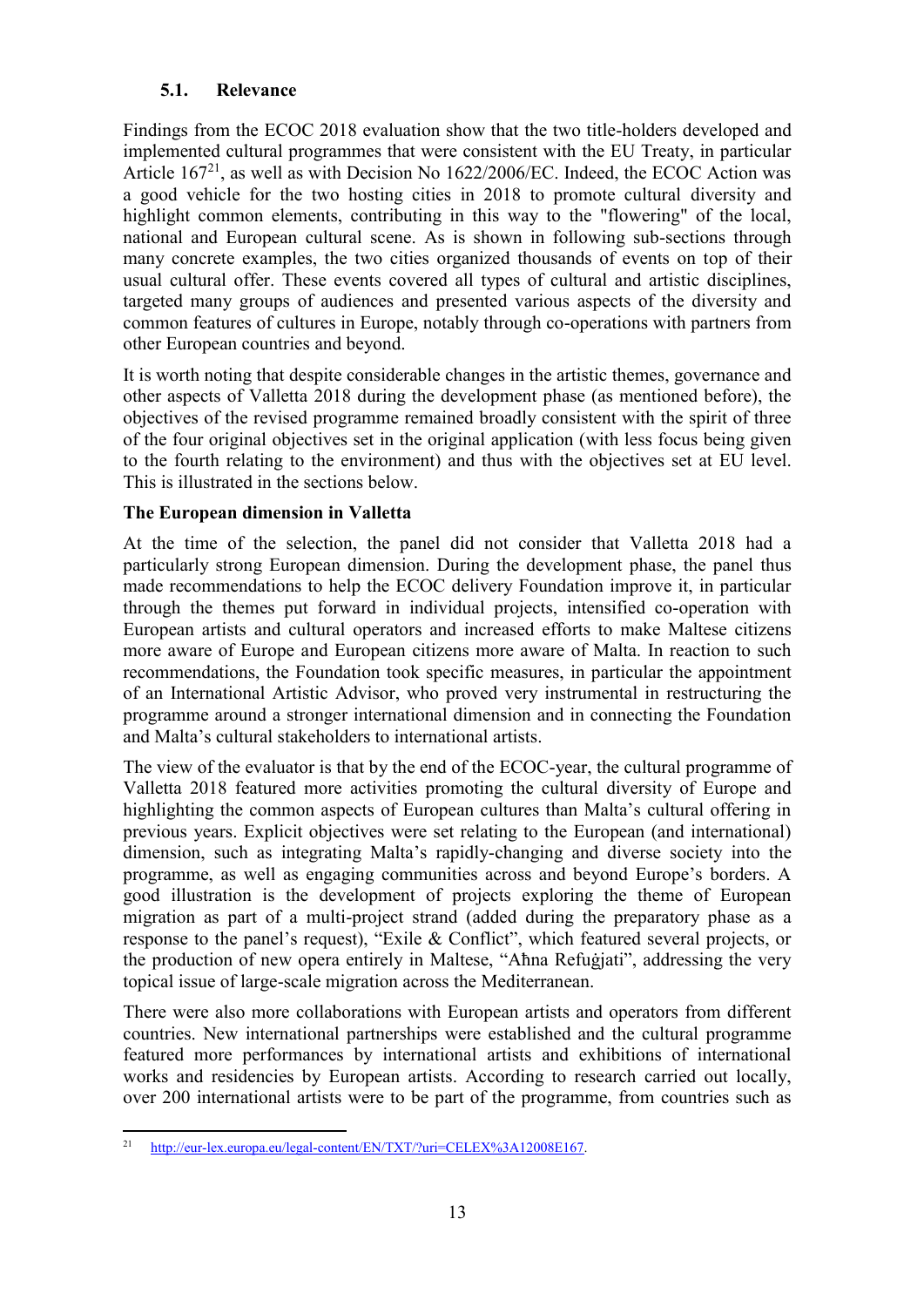### 5.1. Relevance

Findings from the ECOC 2018 evaluation show that the two title-holders developed and implemented cultural programmes that were consistent with the EU Treaty, in particular Article 167[21], as well as with Decision No 1622/2006/EC. Indeed, the ECOC Action was a good vehicle for the two hosting cities in 2018 to promote cultural diversity and highlight common elements, contributing in this way to the "flowering" of the local, national and European cultural scene. As is shown in following sub-sections through many concrete examples, the two cities organized thousands of events on top of their usual cultural offer. These events covered all types of cultural and artistic disciplines, targeted many groups of audiences and presented various aspects of the diversity and common features of cultures in Europe, notably through co-operations with partners from other European countries and beyond.

It is worth noting that despite considerable changes in the artistic themes, governance and other aspects of Valletta 2018 during the development phase (as mentioned before), the objectives of the revised programme remained broadly consistent with the spirit of three of the four original objectives set in the original application (with less focus being given to the fourth relating to the environment) and thus with the objectives set at EU level. This is illustrated in the sections below.

**The European dimension in Valletta**

At the time of the selection, the panel did not consider that Valletta 2018 had a particularly strong European dimension. During the development phase, the panel thus made recommendations to help the ECOC delivery Foundation improve it, in particular through the themes put forward in individual projects, intensified co-operation with European artists and cultural operators and increased efforts to make Maltese citizens more aware of Europe and European citizens more aware of Malta. In reaction to such recommendations, the Foundation took specific measures, in particular the appointment of an International Artistic Advisor, who proved very instrumental in restructuring the programme around a stronger international dimension and in connecting the Foundation and Malta's cultural stakeholders to international artists.

The view of the evaluator is that by the end of the ECOC-year, the cultural programme of Valletta 2018 featured more activities promoting the cultural diversity of Europe and highlighting the common aspects of European cultures than Malta's cultural offering in previous years. Explicit objectives were set relating to the European (and international) dimension, such as integrating Malta's rapidly-changing and diverse society into the programme, as well as engaging communities across and beyond Europe's borders. A good illustration is the development of projects exploring the theme of European migration as part of a multi-project strand (added during the preparatory phase as a response to the panel's request), "Exile & Conflict", which featured several projects, or the production of new opera entirely in Maltese, "Aħna Refuġjati", addressing the very topical issue of large-scale migration across the Mediterranean.

There were also more collaborations with European artists and operators from different countries. New international partnerships were established and the cultural programme featured more performances by international artists and exhibitions of international works and residencies by European artists. According to research carried out locally, over 200 international artists were to be part of the programme, from countries such as

[21] http://eur-lex.europa.eu/legal-content/EN/TXT/?uri=CELEX%3A12008E167.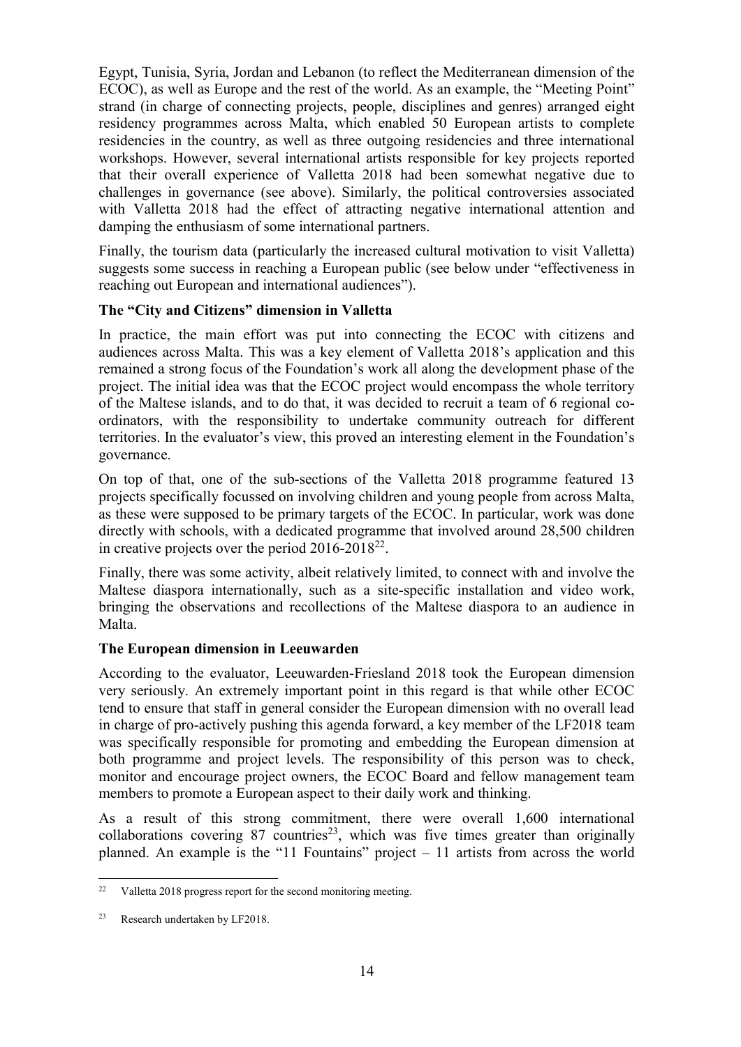Egypt, Tunisia, Syria, Jordan and Lebanon (to reflect the Mediterranean dimension of the ECOC), as well as Europe and the rest of the world. As an example, the "Meeting Point" strand (in charge of connecting projects, people, disciplines and genres) arranged eight residency programmes across Malta, which enabled 50 European artists to complete residencies in the country, as well as three outgoing residencies and three international workshops. However, several international artists responsible for key projects reported that their overall experience of Valletta 2018 had been somewhat negative due to challenges in governance (see above). Similarly, the political controversies associated with Valletta 2018 had the effect of attracting negative international attention and damping the enthusiasm of some international partners.

Finally, the tourism data (particularly the increased cultural motivation to visit Valletta) suggests some success in reaching a European public (see below under "effectiveness in reaching out European and international audiences").

**The "City and Citizens" dimension in Valletta**

In practice, the main effort was put into connecting the ECOC with citizens and audiences across Malta. This was a key element of Valletta 2018's application and this remained a strong focus of the Foundation's work all along the development phase of the project. The initial idea was that the ECOC project would encompass the whole territory of the Maltese islands, and to do that, it was decided to recruit a team of 6 regional co-ordinators, with the responsibility to undertake community outreach for different territories. In the evaluator's view, this proved an interesting element in the Foundation's governance.

On top of that, one of the sub-sections of the Valletta 2018 programme featured 13 projects specifically focussed on involving children and young people from across Malta, as these were supposed to be primary targets of the ECOC. In particular, work was done directly with schools, with a dedicated programme that involved around 28,500 children in creative projects over the period 2016-2018[22].

Finally, there was some activity, albeit relatively limited, to connect with and involve the Maltese diaspora internationally, such as a site-specific installation and video work, bringing the observations and recollections of the Maltese diaspora to an audience in Malta.

**The European dimension in Leeuwarden**

According to the evaluator, Leeuwarden-Friesland 2018 took the European dimension very seriously. An extremely important point in this regard is that while other ECOC tend to ensure that staff in general consider the European dimension with no overall lead in charge of pro-actively pushing this agenda forward, a key member of the LF2018 team was specifically responsible for promoting and embedding the European dimension at both programme and project levels. The responsibility of this person was to check, monitor and encourage project owners, the ECOC Board and fellow management team members to promote a European aspect to their daily work and thinking.

As a result of this strong commitment, there were overall 1,600 international collaborations covering 87 countries[23], which was five times greater than originally planned. An example is the "11 Fountains" project – 11 artists from across the world

[22] Valletta 2018 progress report for the second monitoring meeting.

[23] Research undertaken by LF2018.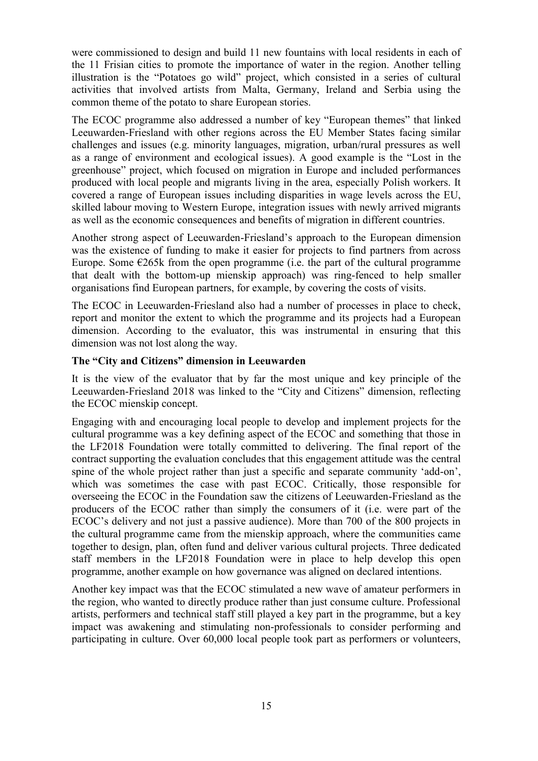were commissioned to design and build 11 new fountains with local residents in each of the 11 Frisian cities to promote the importance of water in the region. Another telling illustration is the "Potatoes go wild" project, which consisted in a series of cultural activities that involved artists from Malta, Germany, Ireland and Serbia using the common theme of the potato to share European stories.

The ECOC programme also addressed a number of key "European themes" that linked Leeuwarden-Friesland with other regions across the EU Member States facing similar challenges and issues (e.g. minority languages, migration, urban/rural pressures as well as a range of environment and ecological issues). A good example is the "Lost in the greenhouse" project, which focused on migration in Europe and included performances produced with local people and migrants living in the area, especially Polish workers. It covered a range of European issues including disparities in wage levels across the EU, skilled labour moving to Western Europe, integration issues with newly arrived migrants as well as the economic consequences and benefits of migration in different countries.

Another strong aspect of Leeuwarden-Friesland's approach to the European dimension was the existence of funding to make it easier for projects to find partners from across Europe. Some €265k from the open programme (i.e. the part of the cultural programme that dealt with the bottom-up mienskip approach) was ring-fenced to help smaller organisations find European partners, for example, by covering the costs of visits.

The ECOC in Leeuwarden-Friesland also had a number of processes in place to check, report and monitor the extent to which the programme and its projects had a European dimension. According to the evaluator, this was instrumental in ensuring that this dimension was not lost along the way.

**The "City and Citizens" dimension in Leeuwarden**

It is the view of the evaluator that by far the most unique and key principle of the Leeuwarden-Friesland 2018 was linked to the "City and Citizens" dimension, reflecting the ECOC mienskip concept.

Engaging with and encouraging local people to develop and implement projects for the cultural programme was a key defining aspect of the ECOC and something that those in the LF2018 Foundation were totally committed to delivering. The final report of the contract supporting the evaluation concludes that this engagement attitude was the central spine of the whole project rather than just a specific and separate community 'add-on', which was sometimes the case with past ECOC. Critically, those responsible for overseeing the ECOC in the Foundation saw the citizens of Leeuwarden-Friesland as the producers of the ECOC rather than simply the consumers of it (i.e. were part of the ECOC's delivery and not just a passive audience). More than 700 of the 800 projects in the cultural programme came from the mienskip approach, where the communities came together to design, plan, often fund and deliver various cultural projects. Three dedicated staff members in the LF2018 Foundation were in place to help develop this open programme, another example on how governance was aligned on declared intentions.

Another key impact was that the ECOC stimulated a new wave of amateur performers in the region, who wanted to directly produce rather than just consume culture. Professional artists, performers and technical staff still played a key part in the programme, but a key impact was awakening and stimulating non-professionals to consider performing and participating in culture. Over 60,000 local people took part as performers or volunteers,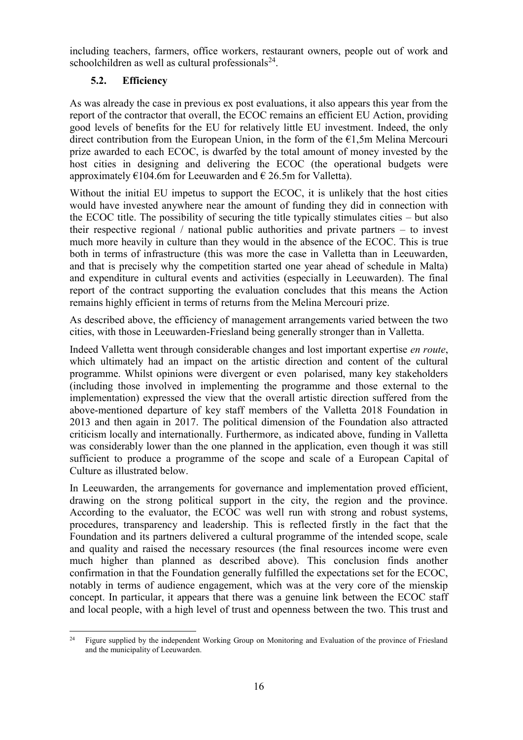including teachers, farmers, office workers, restaurant owners, people out of work and schoolchildren as well as cultural professionals[24].

### 5.2. Efficiency

As was already the case in previous ex post evaluations, it also appears this year from the report of the contractor that overall, the ECOC remains an efficient EU Action, providing good levels of benefits for the EU for relatively little EU investment. Indeed, the only direct contribution from the European Union, in the form of the €1,5m Melina Mercouri prize awarded to each ECOC, is dwarfed by the total amount of money invested by the host cities in designing and delivering the ECOC (the operational budgets were approximately €104.6m for Leeuwarden and € 26.5m for Valletta).

Without the initial EU impetus to support the ECOC, it is unlikely that the host cities would have invested anywhere near the amount of funding they did in connection with the ECOC title. The possibility of securing the title typically stimulates cities – but also their respective regional / national public authorities and private partners – to invest much more heavily in culture than they would in the absence of the ECOC. This is true both in terms of infrastructure (this was more the case in Valletta than in Leeuwarden, and that is precisely why the competition started one year ahead of schedule in Malta) and expenditure in cultural events and activities (especially in Leeuwarden). The final report of the contract supporting the evaluation concludes that this means the Action remains highly efficient in terms of returns from the Melina Mercouri prize.

As described above, the efficiency of management arrangements varied between the two cities, with those in Leeuwarden-Friesland being generally stronger than in Valletta.

Indeed Valletta went through considerable changes and lost important expertise *en route*, which ultimately had an impact on the artistic direction and content of the cultural programme. Whilst opinions were divergent or even polarised, many key stakeholders (including those involved in implementing the programme and those external to the implementation) expressed the view that the overall artistic direction suffered from the above-mentioned departure of key staff members of the Valletta 2018 Foundation in 2013 and then again in 2017. The political dimension of the Foundation also attracted criticism locally and internationally. Furthermore, as indicated above, funding in Valletta was considerably lower than the one planned in the application, even though it was still sufficient to produce a programme of the scope and scale of a European Capital of Culture as illustrated below.

In Leeuwarden, the arrangements for governance and implementation proved efficient, drawing on the strong political support in the city, the region and the province. According to the evaluator, the ECOC was well run with strong and robust systems, procedures, transparency and leadership. This is reflected firstly in the fact that the Foundation and its partners delivered a cultural programme of the intended scope, scale and quality and raised the necessary resources (the final resources income were even much higher than planned as described above). This conclusion finds another confirmation in that the Foundation generally fulfilled the expectations set for the ECOC, notably in terms of audience engagement, which was at the very core of the mienskip concept. In particular, it appears that there was a genuine link between the ECOC staff and local people, with a high level of trust and openness between the two. This trust and

[24] Figure supplied by the independent Working Group on Monitoring and Evaluation of the province of Friesland and the municipality of Leeuwarden.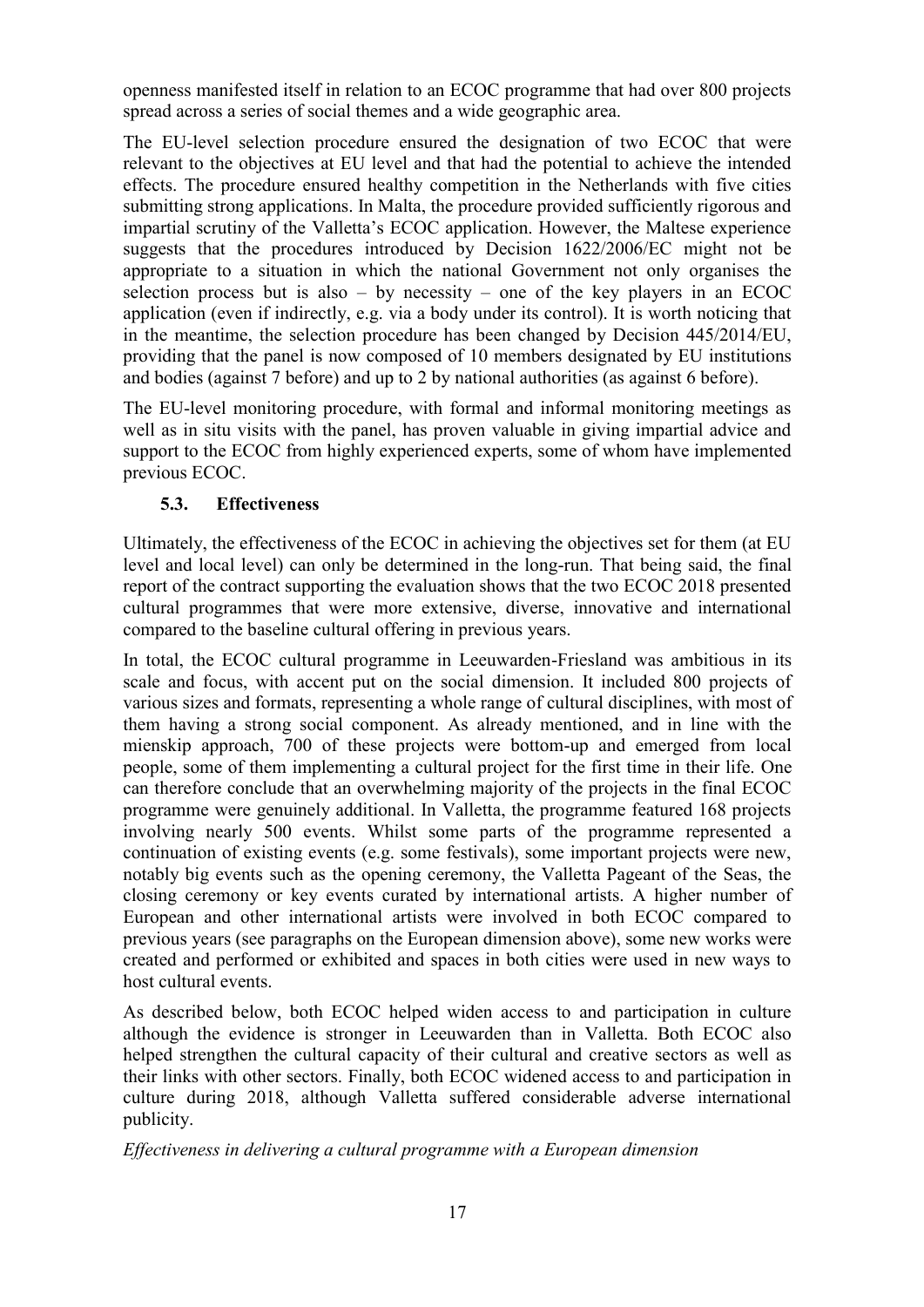openness manifested itself in relation to an ECOC programme that had over 800 projects spread across a series of social themes and a wide geographic area.

The EU-level selection procedure ensured the designation of two ECOC that were relevant to the objectives at EU level and that had the potential to achieve the intended effects. The procedure ensured healthy competition in the Netherlands with five cities submitting strong applications. In Malta, the procedure provided sufficiently rigorous and impartial scrutiny of the Valletta's ECOC application. However, the Maltese experience suggests that the procedures introduced by Decision 1622/2006/EC might not be appropriate to a situation in which the national Government not only organises the selection process but is also – by necessity – one of the key players in an ECOC application (even if indirectly, e.g. via a body under its control). It is worth noticing that in the meantime, the selection procedure has been changed by Decision 445/2014/EU, providing that the panel is now composed of 10 members designated by EU institutions and bodies (against 7 before) and up to 2 by national authorities (as against 6 before).

The EU-level monitoring procedure, with formal and informal monitoring meetings as well as in situ visits with the panel, has proven valuable in giving impartial advice and support to the ECOC from highly experienced experts, some of whom have implemented previous ECOC.

### 5.3. Effectiveness

Ultimately, the effectiveness of the ECOC in achieving the objectives set for them (at EU level and local level) can only be determined in the long-run. That being said, the final report of the contract supporting the evaluation shows that the two ECOC 2018 presented cultural programmes that were more extensive, diverse, innovative and international compared to the baseline cultural offering in previous years.

In total, the ECOC cultural programme in Leeuwarden-Friesland was ambitious in its scale and focus, with accent put on the social dimension. It included 800 projects of various sizes and formats, representing a whole range of cultural disciplines, with most of them having a strong social component. As already mentioned, and in line with the mienskip approach, 700 of these projects were bottom-up and emerged from local people, some of them implementing a cultural project for the first time in their life. One can therefore conclude that an overwhelming majority of the projects in the final ECOC programme were genuinely additional. In Valletta, the programme featured 168 projects involving nearly 500 events. Whilst some parts of the programme represented a continuation of existing events (e.g. some festivals), some important projects were new, notably big events such as the opening ceremony, the Valletta Pageant of the Seas, the closing ceremony or key events curated by international artists. A higher number of European and other international artists were involved in both ECOC compared to previous years (see paragraphs on the European dimension above), some new works were created and performed or exhibited and spaces in both cities were used in new ways to host cultural events.

As described below, both ECOC helped widen access to and participation in culture although the evidence is stronger in Leeuwarden than in Valletta. Both ECOC also helped strengthen the cultural capacity of their cultural and creative sectors as well as their links with other sectors. Finally, both ECOC widened access to and participation in culture during 2018, although Valletta suffered considerable adverse international publicity.

*Effectiveness in delivering a cultural programme with a European dimension*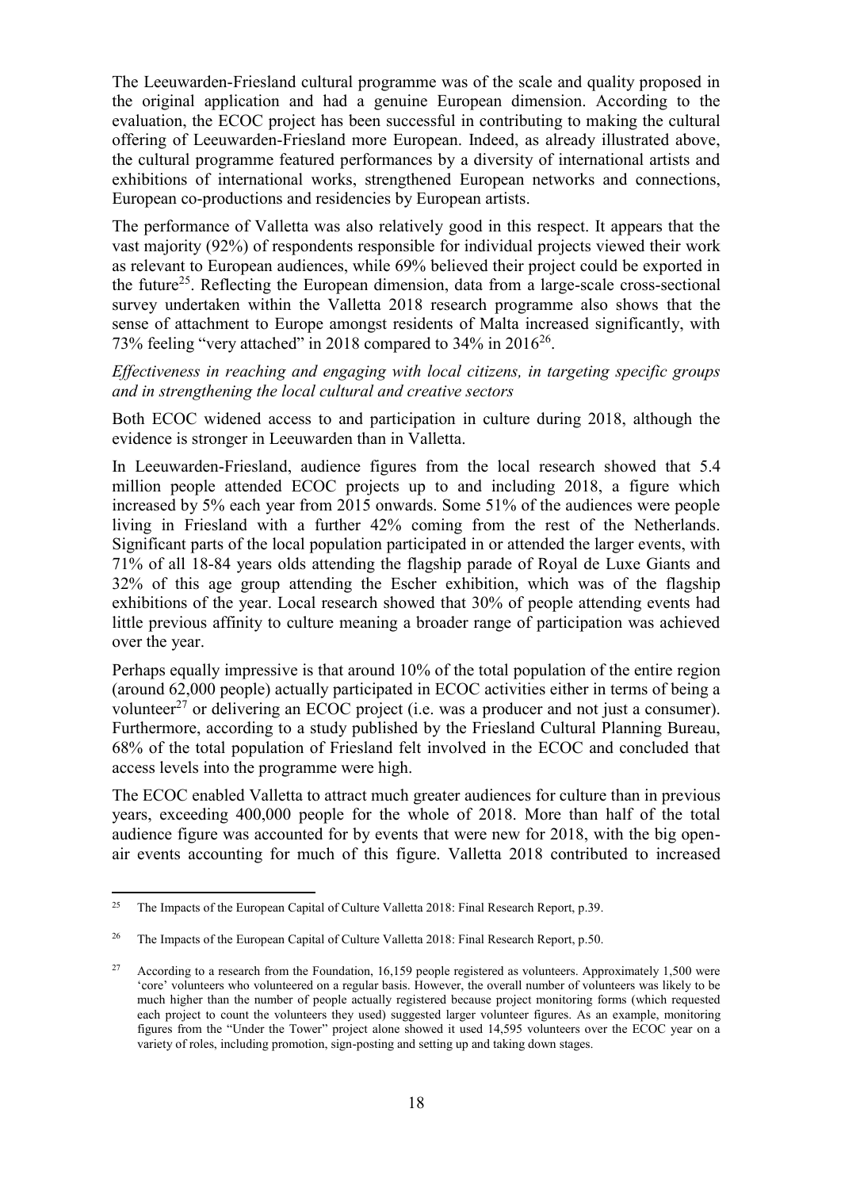The Leeuwarden-Friesland cultural programme was of the scale and quality proposed in the original application and had a genuine European dimension. According to the evaluation, the ECOC project has been successful in contributing to making the cultural offering of Leeuwarden-Friesland more European. Indeed, as already illustrated above, the cultural programme featured performances by a diversity of international artists and exhibitions of international works, strengthened European networks and connections, European co-productions and residencies by European artists.

The performance of Valletta was also relatively good in this respect. It appears that the vast majority (92%) of respondents responsible for individual projects viewed their work as relevant to European audiences, while 69% believed their project could be exported in the future[25]. Reflecting the European dimension, data from a large-scale cross-sectional survey undertaken within the Valletta 2018 research programme also shows that the sense of attachment to Europe amongst residents of Malta increased significantly, with 73% feeling "very attached" in 2018 compared to 34% in 2016[26].

*Effectiveness in reaching and engaging with local citizens, in targeting specific groups and in strengthening the local cultural and creative sectors*

Both ECOC widened access to and participation in culture during 2018, although the evidence is stronger in Leeuwarden than in Valletta.

In Leeuwarden-Friesland, audience figures from the local research showed that 5.4 million people attended ECOC projects up to and including 2018, a figure which increased by 5% each year from 2015 onwards. Some 51% of the audiences were people living in Friesland with a further 42% coming from the rest of the Netherlands. Significant parts of the local population participated in or attended the larger events, with 71% of all 18-84 years olds attending the flagship parade of Royal de Luxe Giants and 32% of this age group attending the Escher exhibition, which was of the flagship exhibitions of the year. Local research showed that 30% of people attending events had little previous affinity to culture meaning a broader range of participation was achieved over the year.

Perhaps equally impressive is that around 10% of the total population of the entire region (around 62,000 people) actually participated in ECOC activities either in terms of being a volunteer[27] or delivering an ECOC project (i.e. was a producer and not just a consumer). Furthermore, according to a study published by the Friesland Cultural Planning Bureau, 68% of the total population of Friesland felt involved in the ECOC and concluded that access levels into the programme were high.

The ECOC enabled Valletta to attract much greater audiences for culture than in previous years, exceeding 400,000 people for the whole of 2018. More than half of the total audience figure was accounted for by events that were new for 2018, with the big open-air events accounting for much of this figure. Valletta 2018 contributed to increased

---

[25] The Impacts of the European Capital of Culture Valletta 2018: Final Research Report, p.39.

[26] The Impacts of the European Capital of Culture Valletta 2018: Final Research Report, p.50.

[27] According to a research from the Foundation, 16,159 people registered as volunteers. Approximately 1,500 were 'core' volunteers who volunteered on a regular basis. However, the overall number of volunteers was likely to be much higher than the number of people actually registered because project monitoring forms (which requested each project to count the volunteers they used) suggested larger volunteer figures. As an example, monitoring figures from the "Under the Tower" project alone showed it used 14,595 volunteers over the ECOC year on a variety of roles, including promotion, sign-posting and setting up and taking down stages.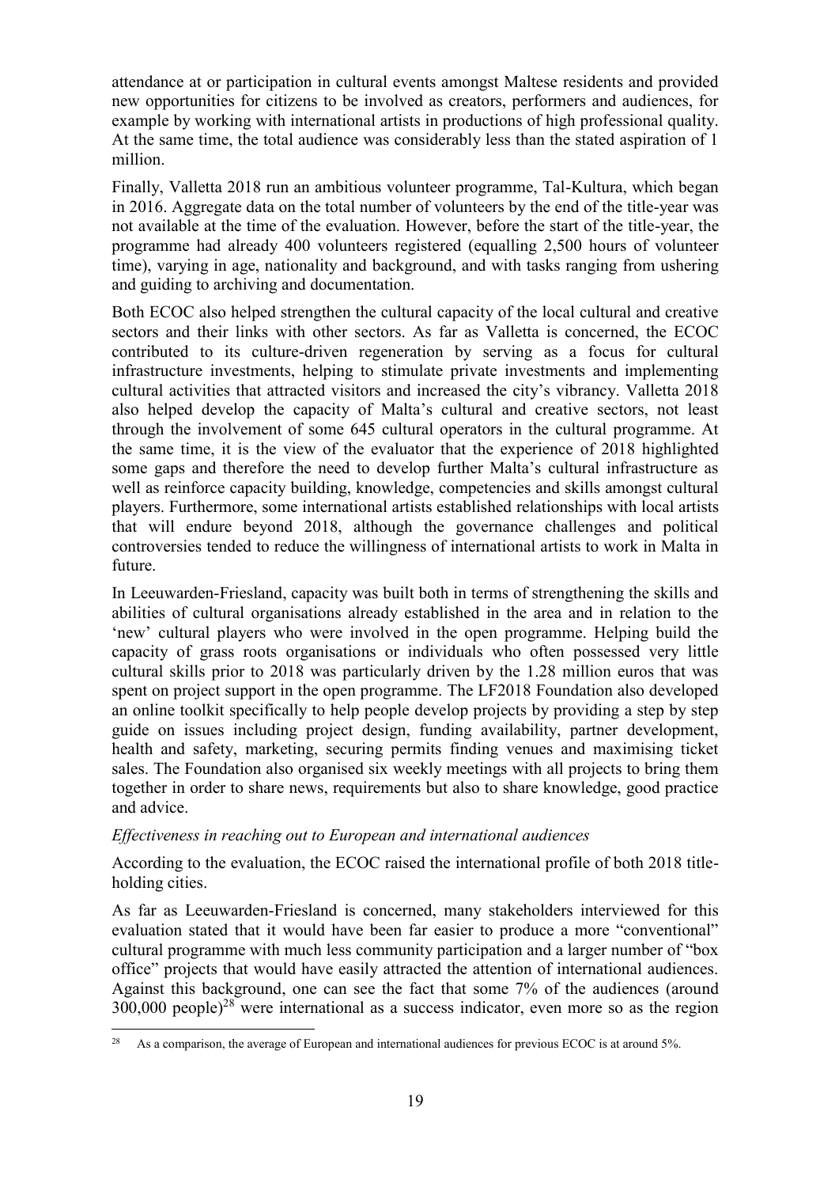attendance at or participation in cultural events amongst Maltese residents and provided new opportunities for citizens to be involved as creators, performers and audiences, for example by working with international artists in productions of high professional quality. At the same time, the total audience was considerably less than the stated aspiration of 1 million.

Finally, Valletta 2018 run an ambitious volunteer programme, Tal-Kultura, which began in 2016. Aggregate data on the total number of volunteers by the end of the title-year was not available at the time of the evaluation. However, before the start of the title-year, the programme had already 400 volunteers registered (equalling 2,500 hours of volunteer time), varying in age, nationality and background, and with tasks ranging from ushering and guiding to archiving and documentation.

Both ECOC also helped strengthen the cultural capacity of the local cultural and creative sectors and their links with other sectors. As far as Valletta is concerned, the ECOC contributed to its culture-driven regeneration by serving as a focus for cultural infrastructure investments, helping to stimulate private investments and implementing cultural activities that attracted visitors and increased the city's vibrancy. Valletta 2018 also helped develop the capacity of Malta's cultural and creative sectors, not least through the involvement of some 645 cultural operators in the cultural programme. At the same time, it is the view of the evaluator that the experience of 2018 highlighted some gaps and therefore the need to develop further Malta's cultural infrastructure as well as reinforce capacity building, knowledge, competencies and skills amongst cultural players. Furthermore, some international artists established relationships with local artists that will endure beyond 2018, although the governance challenges and political controversies tended to reduce the willingness of international artists to work in Malta in future.

In Leeuwarden-Friesland, capacity was built both in terms of strengthening the skills and abilities of cultural organisations already established in the area and in relation to the 'new' cultural players who were involved in the open programme. Helping build the capacity of grass roots organisations or individuals who often possessed very little cultural skills prior to 2018 was particularly driven by the 1.28 million euros that was spent on project support in the open programme. The LF2018 Foundation also developed an online toolkit specifically to help people develop projects by providing a step by step guide on issues including project design, funding availability, partner development, health and safety, marketing, securing permits finding venues and maximising ticket sales. The Foundation also organised six weekly meetings with all projects to bring them together in order to share news, requirements but also to share knowledge, good practice and advice.

*Effectiveness in reaching out to European and international audiences*

According to the evaluation, the ECOC raised the international profile of both 2018 title-holding cities.

As far as Leeuwarden-Friesland is concerned, many stakeholders interviewed for this evaluation stated that it would have been far easier to produce a more "conventional" cultural programme with much less community participation and a larger number of "box office" projects that would have easily attracted the attention of international audiences. Against this background, one can see the fact that some 7% of the audiences (around 300,000 people)[28] were international as a success indicator, even more so as the region

[28] As a comparison, the average of European and international audiences for previous ECOC is at around 5%.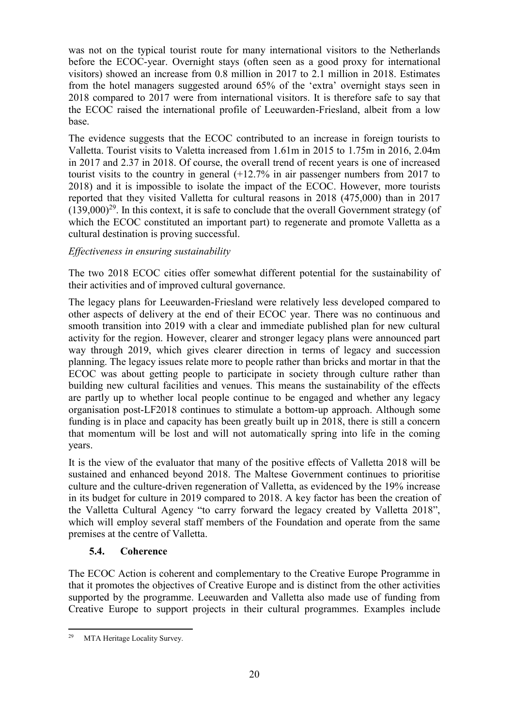was not on the typical tourist route for many international visitors to the Netherlands before the ECOC-year. Overnight stays (often seen as a good proxy for international visitors) showed an increase from 0.8 million in 2017 to 2.1 million in 2018. Estimates from the hotel managers suggested around 65% of the 'extra' overnight stays seen in 2018 compared to 2017 were from international visitors. It is therefore safe to say that the ECOC raised the international profile of Leeuwarden-Friesland, albeit from a low base.

The evidence suggests that the ECOC contributed to an increase in foreign tourists to Valletta. Tourist visits to Valeta increased from 1.61m in 2015 to 1.75m in 2016, 2.04m in 2017 and 2.37 in 2018. Of course, the overall trend of recent years is one of increased tourist visits to the country in general (+12.7% in air passenger numbers from 2017 to 2018) and it is impossible to isolate the impact of the ECOC. However, more tourists reported that they visited Valletta for cultural reasons in 2018 (475,000) than in 2017 (139,000)[29]. In this context, it is safe to conclude that the overall Government strategy (of which the ECOC constituted an important part) to regenerate and promote Valletta as a cultural destination is proving successful.

*Effectiveness in ensuring sustainability*

The two 2018 ECOC cities offer somewhat different potential for the sustainability of their activities and of improved cultural governance.

The legacy plans for Leeuwarden-Friesland were relatively less developed compared to other aspects of delivery at the end of their ECOC year. There was no continuous and smooth transition into 2019 with a clear and immediate published plan for new cultural activity for the region. However, clearer and stronger legacy plans were announced part way through 2019, which gives clearer direction in terms of legacy and succession planning. The legacy issues relate more to people rather than bricks and mortar in that the ECOC was about getting people to participate in society through culture rather than building new cultural facilities and venues. This means the sustainability of the effects are partly up to whether local people continue to be engaged and whether any legacy organisation post-LF2018 continues to stimulate a bottom-up approach. Although some funding is in place and capacity has been greatly built up in 2018, there is still a concern that momentum will be lost and will not automatically spring into life in the coming years.

It is the view of the evaluator that many of the positive effects of Valletta 2018 will be sustained and enhanced beyond 2018. The Maltese Government continues to prioritise culture and the culture-driven regeneration of Valletta, as evidenced by the 19% increase in its budget for culture in 2019 compared to 2018. A key factor has been the creation of the Valletta Cultural Agency "to carry forward the legacy created by Valletta 2018", which will employ several staff members of the Foundation and operate from the same premises at the centre of Valletta.

### 5.4. Coherence

The ECOC Action is coherent and complementary to the Creative Europe Programme in that it promotes the objectives of Creative Europe and is distinct from the other activities supported by the programme. Leeuwarden and Valletta also made use of funding from Creative Europe to support projects in their cultural programmes. Examples include

[29] MTA Heritage Locality Survey.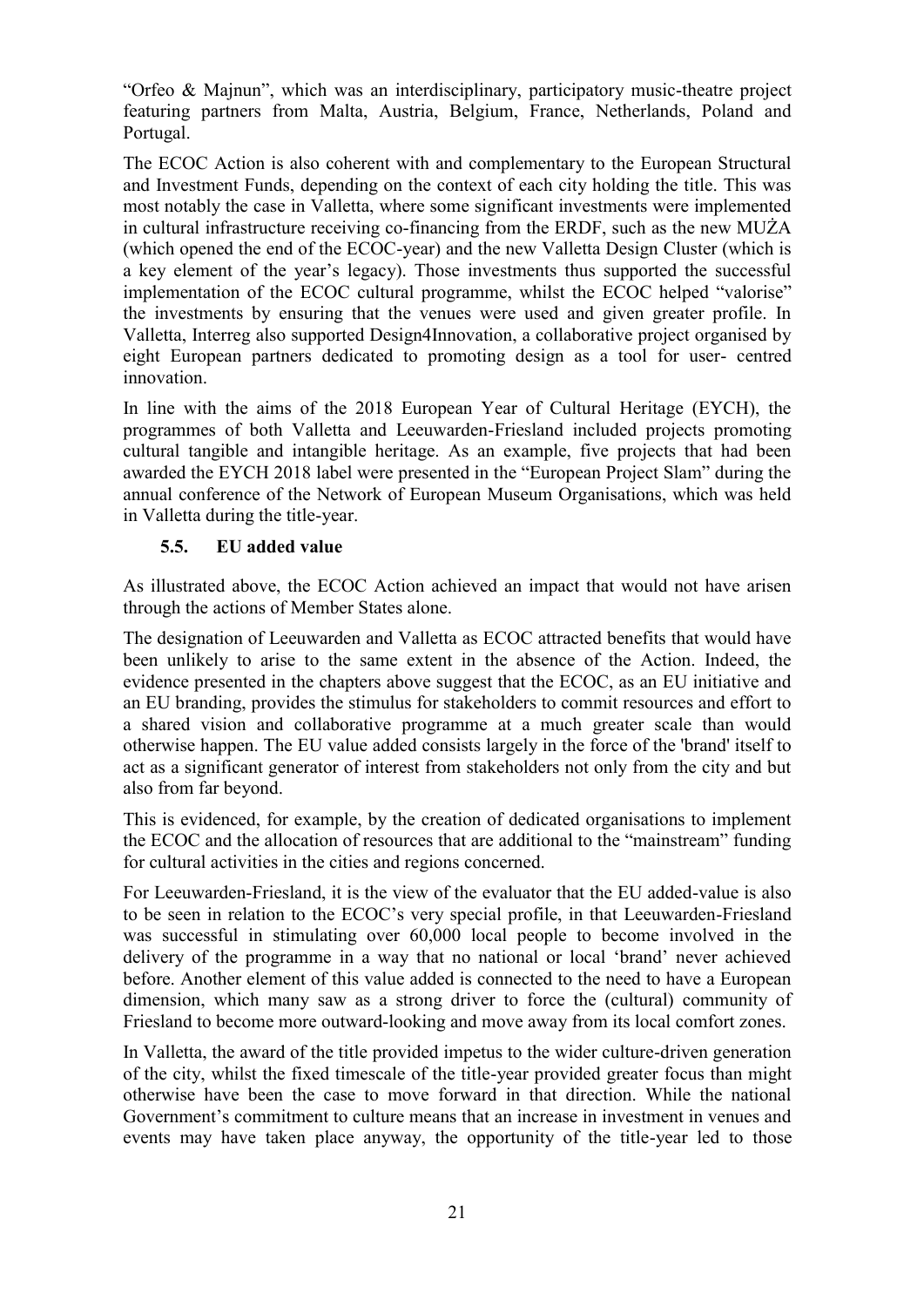"Orfeo & Majnun", which was an interdisciplinary, participatory music-theatre project featuring partners from Malta, Austria, Belgium, France, Netherlands, Poland and Portugal.

The ECOC Action is also coherent with and complementary to the European Structural and Investment Funds, depending on the context of each city holding the title. This was most notably the case in Valletta, where some significant investments were implemented in cultural infrastructure receiving co-financing from the ERDF, such as the new MUŻA (which opened the end of the ECOC-year) and the new Valletta Design Cluster (which is a key element of the year's legacy). Those investments thus supported the successful implementation of the ECOC cultural programme, whilst the ECOC helped "valorise" the investments by ensuring that the venues were used and given greater profile. In Valletta, Interreg also supported Design4Innovation, a collaborative project organised by eight European partners dedicated to promoting design as a tool for user- centred innovation.

In line with the aims of the 2018 European Year of Cultural Heritage (EYCH), the programmes of both Valletta and Leeuwarden-Friesland included projects promoting cultural tangible and intangible heritage. As an example, five projects that had been awarded the EYCH 2018 label were presented in the "European Project Slam" during the annual conference of the Network of European Museum Organisations, which was held in Valletta during the title-year.

### 5.5. EU added value

As illustrated above, the ECOC Action achieved an impact that would not have arisen through the actions of Member States alone.

The designation of Leeuwarden and Valletta as ECOC attracted benefits that would have been unlikely to arise to the same extent in the absence of the Action. Indeed, the evidence presented in the chapters above suggest that the ECOC, as an EU initiative and an EU branding, provides the stimulus for stakeholders to commit resources and effort to a shared vision and collaborative programme at a much greater scale than would otherwise happen. The EU value added consists largely in the force of the 'brand' itself to act as a significant generator of interest from stakeholders not only from the city and but also from far beyond.

This is evidenced, for example, by the creation of dedicated organisations to implement the ECOC and the allocation of resources that are additional to the "mainstream" funding for cultural activities in the cities and regions concerned.

For Leeuwarden-Friesland, it is the view of the evaluator that the EU added-value is also to be seen in relation to the ECOC's very special profile, in that Leeuwarden-Friesland was successful in stimulating over 60,000 local people to become involved in the delivery of the programme in a way that no national or local 'brand' never achieved before. Another element of this value added is connected to the need to have a European dimension, which many saw as a strong driver to force the (cultural) community of Friesland to become more outward-looking and move away from its local comfort zones.

In Valletta, the award of the title provided impetus to the wider culture-driven generation of the city, whilst the fixed timescale of the title-year provided greater focus than might otherwise have been the case to move forward in that direction. While the national Government's commitment to culture means that an increase in investment in venues and events may have taken place anyway, the opportunity of the title-year led to those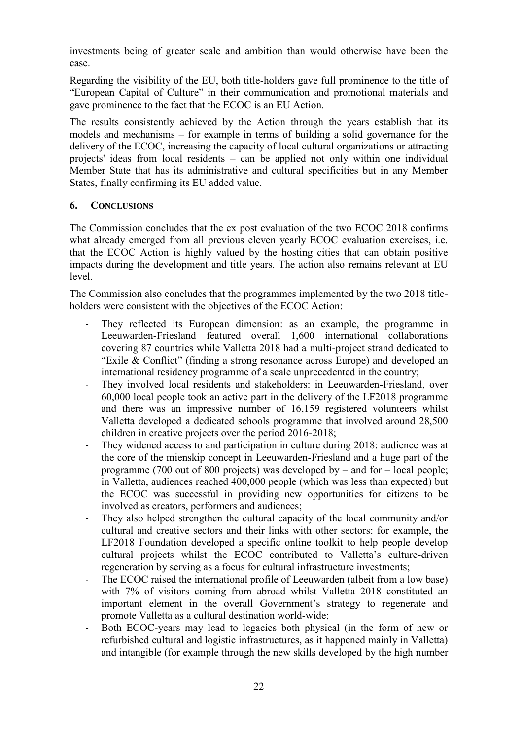investments being of greater scale and ambition than would otherwise have been the case.

Regarding the visibility of the EU, both title-holders gave full prominence to the title of "European Capital of Culture" in their communication and promotional materials and gave prominence to the fact that the ECOC is an EU Action.

The results consistently achieved by the Action through the years establish that its models and mechanisms – for example in terms of building a solid governance for the delivery of the ECOC, increasing the capacity of local cultural organizations or attracting projects' ideas from local residents – can be applied not only within one individual Member State that has its administrative and cultural specificities but in any Member States, finally confirming its EU added value.

## 6. CONCLUSIONS

The Commission concludes that the ex post evaluation of the two ECOC 2018 confirms what already emerged from all previous eleven yearly ECOC evaluation exercises, i.e. that the ECOC Action is highly valued by the hosting cities that can obtain positive impacts during the development and title years. The action also remains relevant at EU level.

The Commission also concludes that the programmes implemented by the two 2018 title-holders were consistent with the objectives of the ECOC Action:

- They reflected its European dimension: as an example, the programme in Leeuwarden-Friesland featured overall 1,600 international collaborations covering 87 countries while Valletta 2018 had a multi-project strand dedicated to "Exile & Conflict" (finding a strong resonance across Europe) and developed an international residency programme of a scale unprecedented in the country;
- They involved local residents and stakeholders: in Leeuwarden-Friesland, over 60,000 local people took an active part in the delivery of the LF2018 programme and there was an impressive number of 16,159 registered volunteers whilst Valletta developed a dedicated schools programme that involved around 28,500 children in creative projects over the period 2016-2018;
- They widened access to and participation in culture during 2018: audience was at the core of the mienskip concept in Leeuwarden-Friesland and a huge part of the programme (700 out of 800 projects) was developed by – and for – local people; in Valletta, audiences reached 400,000 people (which was less than expected) but the ECOC was successful in providing new opportunities for citizens to be involved as creators, performers and audiences;
- They also helped strengthen the cultural capacity of the local community and/or cultural and creative sectors and their links with other sectors: for example, the LF2018 Foundation developed a specific online toolkit to help people develop cultural projects whilst the ECOC contributed to Valletta's culture-driven regeneration by serving as a focus for cultural infrastructure investments;
- The ECOC raised the international profile of Leeuwarden (albeit from a low base) with 7% of visitors coming from abroad whilst Valletta 2018 constituted an important element in the overall Government's strategy to regenerate and promote Valletta as a cultural destination world-wide;
- Both ECOC-years may lead to legacies both physical (in the form of new or refurbished cultural and logistic infrastructures, as it happened mainly in Valletta) and intangible (for example through the new skills developed by the high number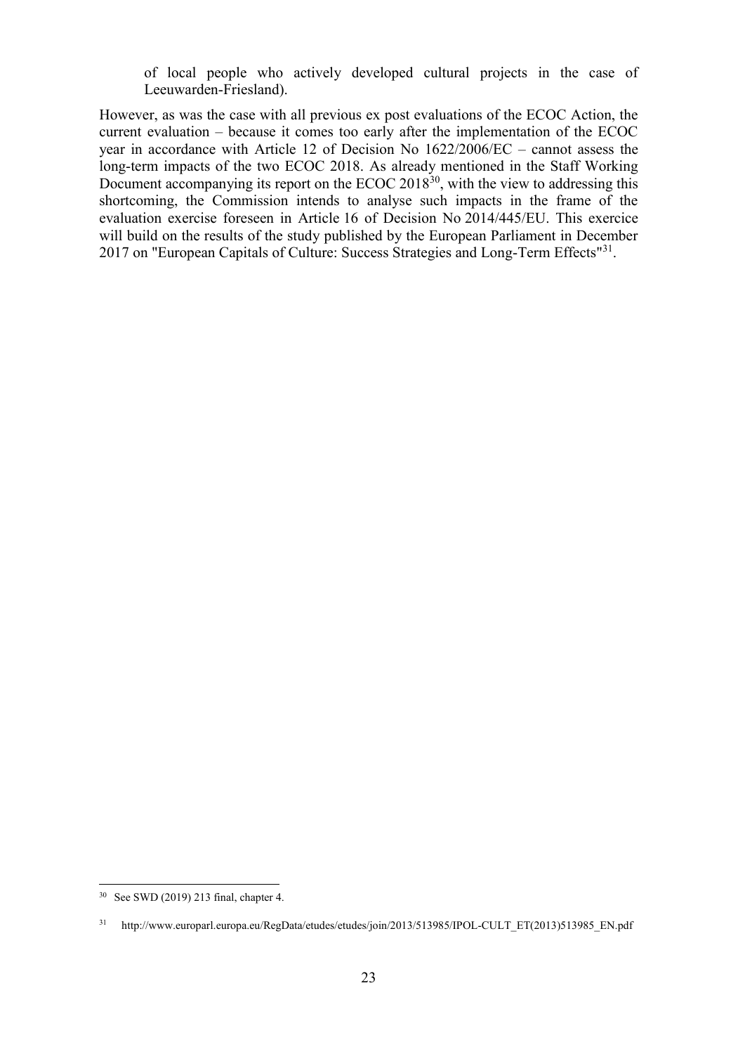of local people who actively developed cultural projects in the case of Leeuwarden-Friesland).

However, as was the case with all previous ex post evaluations of the ECOC Action, the current evaluation – because it comes too early after the implementation of the ECOC year in accordance with Article 12 of Decision No 1622/2006/EC – cannot assess the long-term impacts of the two ECOC 2018. As already mentioned in the Staff Working Document accompanying its report on the ECOC 2018[30], with the view to addressing this shortcoming, the Commission intends to analyse such impacts in the frame of the evaluation exercise foreseen in Article 16 of Decision No 2014/445/EU. This exercice will build on the results of the study published by the European Parliament in December 2017 on "European Capitals of Culture: Success Strategies and Long-Term Effects"[31].

---

[30] See SWD (2019) 213 final, chapter 4.

[31] http://www.europarl.europa.eu/RegData/etudes/etudes/join/2013/513985/IPOL-CULT_ET(2013)513985_EN.pdf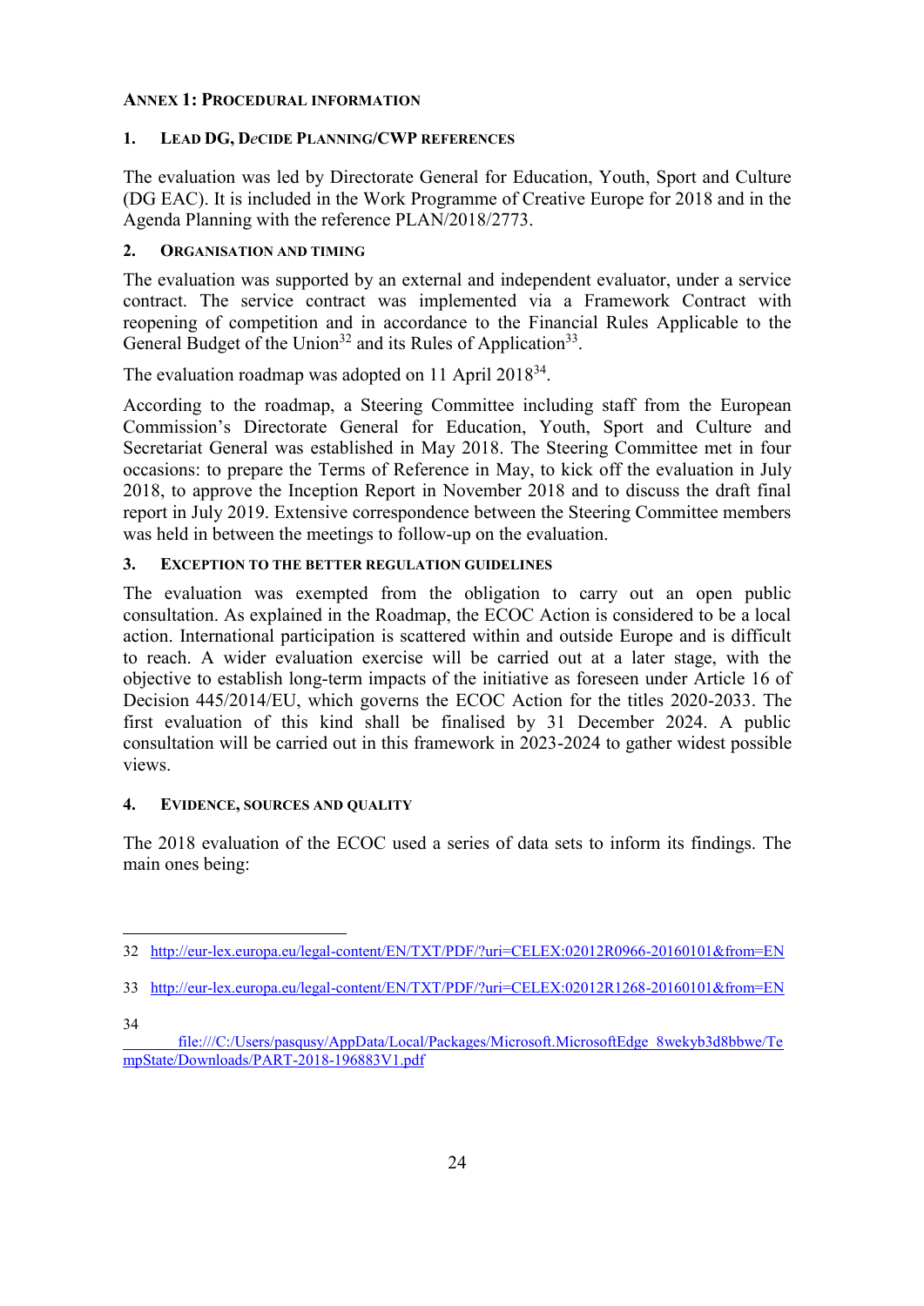# Annex 1: Procedural information

## 1. Lead DG, DeCIDE Planning/CWP references

The evaluation was led by Directorate General for Education, Youth, Sport and Culture (DG EAC). It is included in the Work Programme of Creative Europe for 2018 and in the Agenda Planning with the reference PLAN/2018/2773.

## 2. Organisation and timing

The evaluation was supported by an external and independent evaluator, under a service contract. The service contract was implemented via a Framework Contract with reopening of competition and in accordance to the Financial Rules Applicable to the General Budget of the Union[32] and its Rules of Application[33].

The evaluation roadmap was adopted on 11 April 2018[34].

According to the roadmap, a Steering Committee including staff from the European Commission's Directorate General for Education, Youth, Sport and Culture and Secretariat General was established in May 2018. The Steering Committee met in four occasions: to prepare the Terms of Reference in May, to kick off the evaluation in July 2018, to approve the Inception Report in November 2018 and to discuss the draft final report in July 2019. Extensive correspondence between the Steering Committee members was held in between the meetings to follow-up on the evaluation.

## 3. Exception to the better regulation guidelines

The evaluation was exempted from the obligation to carry out an open public consultation. As explained in the Roadmap, the ECOC Action is considered to be a local action. International participation is scattered within and outside Europe and is difficult to reach. A wider evaluation exercise will be carried out at a later stage, with the objective to establish long-term impacts of the initiative as foreseen under Article 16 of Decision 445/2014/EU, which governs the ECOC Action for the titles 2020-2033. The first evaluation of this kind shall be finalised by 31 December 2024. A public consultation will be carried out in this framework in 2023-2024 to gather widest possible views.

## 4. Evidence, sources and quality

The 2018 evaluation of the ECOC used a series of data sets to inform its findings. The main ones being:

---

32 http://eur-lex.europa.eu/legal-content/EN/TXT/PDF/?uri=CELEX:02012R0966-20160101&from=EN

33 http://eur-lex.europa.eu/legal-content/EN/TXT/PDF/?uri=CELEX:02012R1268-20160101&from=EN

34 file:///C:/Users/pasqusy/AppData/Local/Packages/Microsoft.MicrosoftEdge_8wekyb3d8bbwe/TempState/Downloads/PART-2018-196883V1.pdf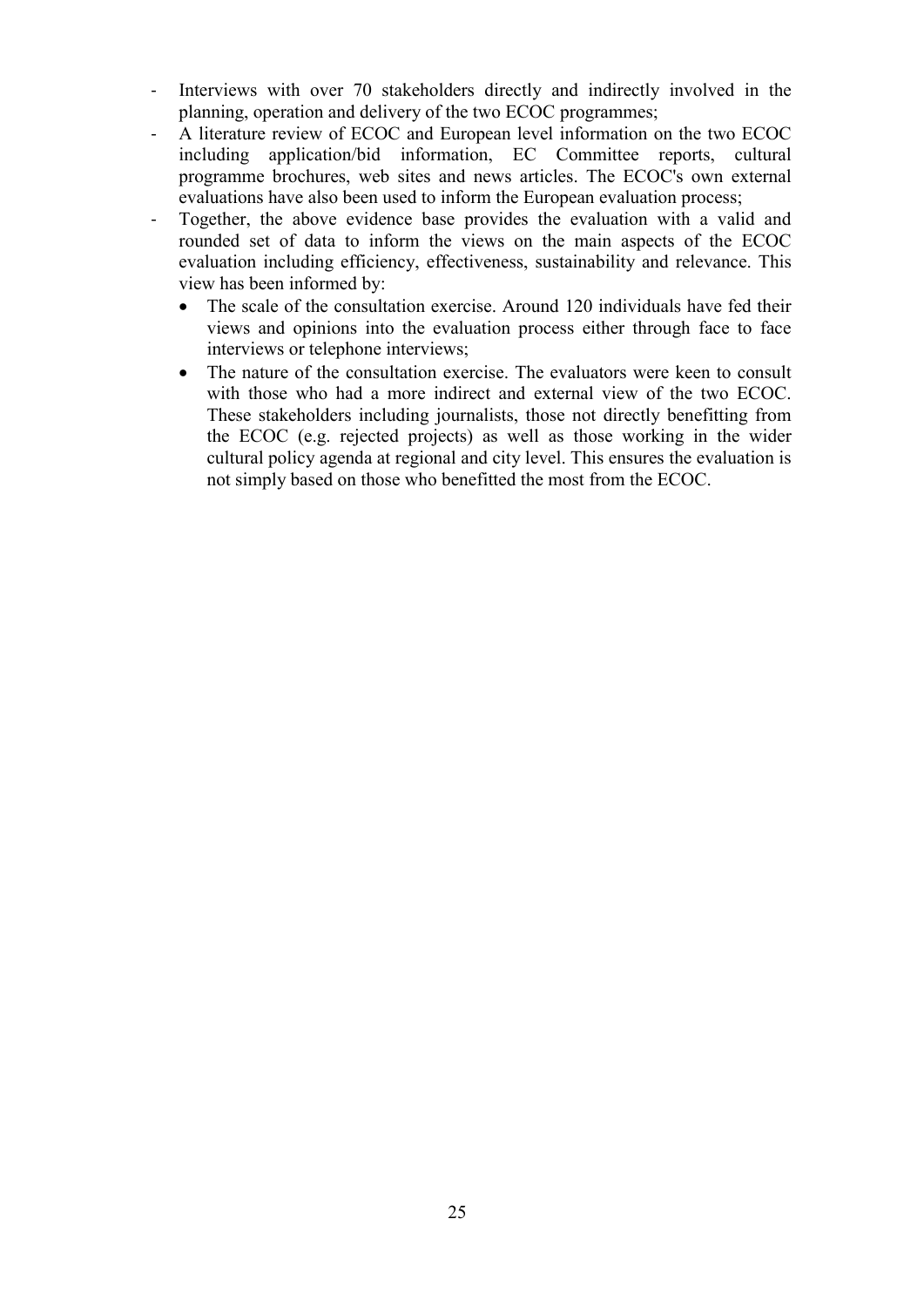- Interviews with over 70 stakeholders directly and indirectly involved in the planning, operation and delivery of the two ECOC programmes;
- A literature review of ECOC and European level information on the two ECOC including application/bid information, EC Committee reports, cultural programme brochures, web sites and news articles. The ECOC's own external evaluations have also been used to inform the European evaluation process;
- Together, the above evidence base provides the evaluation with a valid and rounded set of data to inform the views on the main aspects of the ECOC evaluation including efficiency, effectiveness, sustainability and relevance. This view has been informed by:
  - The scale of the consultation exercise. Around 120 individuals have fed their views and opinions into the evaluation process either through face to face interviews or telephone interviews;
  - The nature of the consultation exercise. The evaluators were keen to consult with those who had a more indirect and external view of the two ECOC. These stakeholders including journalists, those not directly benefitting from the ECOC (e.g. rejected projects) as well as those working in the wider cultural policy agenda at regional and city level. This ensures the evaluation is not simply based on those who benefitted the most from the ECOC.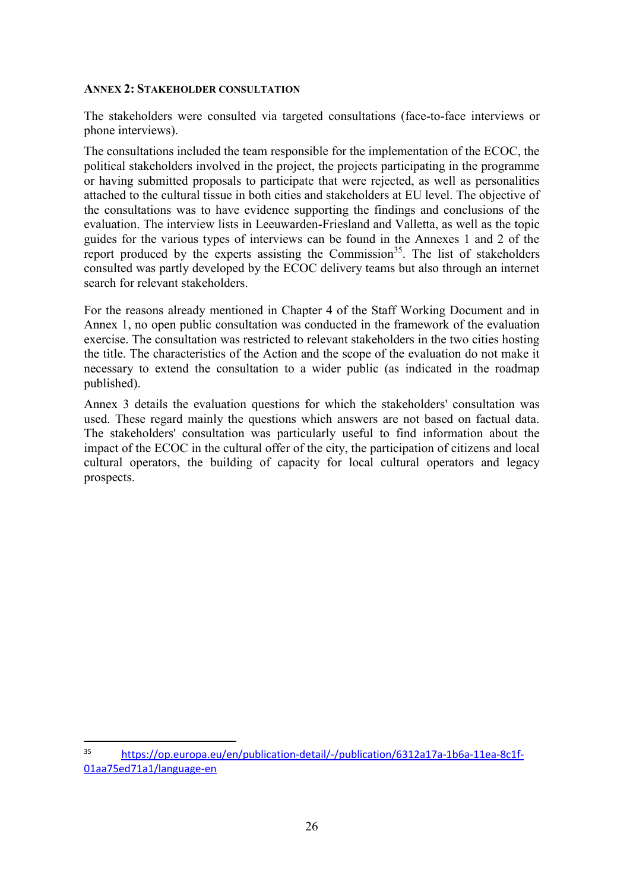## ANNEX 2: STAKEHOLDER CONSULTATION

The stakeholders were consulted via targeted consultations (face-to-face interviews or phone interviews).

The consultations included the team responsible for the implementation of the ECOC, the political stakeholders involved in the project, the projects participating in the programme or having submitted proposals to participate that were rejected, as well as personalities attached to the cultural tissue in both cities and stakeholders at EU level. The objective of the consultations was to have evidence supporting the findings and conclusions of the evaluation. The interview lists in Leeuwarden-Friesland and Valletta, as well as the topic guides for the various types of interviews can be found in the Annexes 1 and 2 of the report produced by the experts assisting the Commission[35]. The list of stakeholders consulted was partly developed by the ECOC delivery teams but also through an internet search for relevant stakeholders.

For the reasons already mentioned in Chapter 4 of the Staff Working Document and in Annex 1, no open public consultation was conducted in the framework of the evaluation exercise. The consultation was restricted to relevant stakeholders in the two cities hosting the title. The characteristics of the Action and the scope of the evaluation do not make it necessary to extend the consultation to a wider public (as indicated in the roadmap published).

Annex 3 details the evaluation questions for which the stakeholders' consultation was used. These regard mainly the questions which answers are not based on factual data. The stakeholders' consultation was particularly useful to find information about the impact of the ECOC in the cultural offer of the city, the participation of citizens and local cultural operators, the building of capacity for local cultural operators and legacy prospects.

---

[35] https://op.europa.eu/en/publication-detail/-/publication/6312a17a-1b6a-11ea-8c1f-01aa75ed71a1/language-en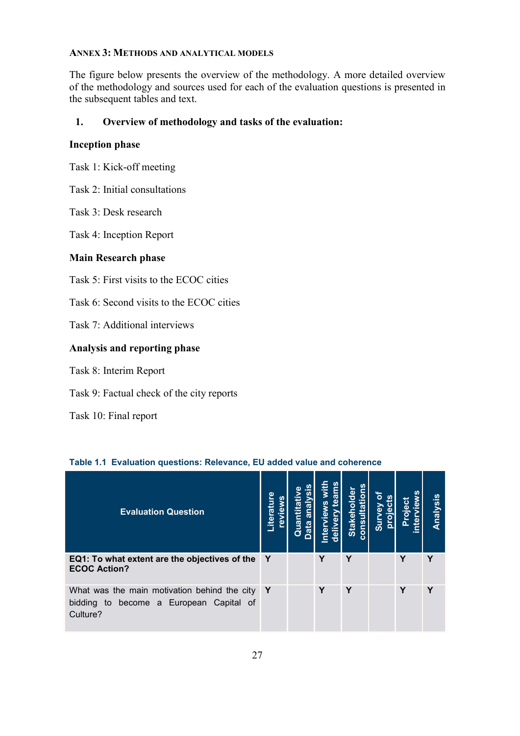## ANNEX 3: METHODS AND ANALYTICAL MODELS

The figure below presents the overview of the methodology. A more detailed overview of the methodology and sources used for each of the evaluation questions is presented in the subsequent tables and text.

### 1. Overview of methodology and tasks of the evaluation:

**Inception phase**

Task 1: Kick-off meeting

Task 2: Initial consultations

Task 3: Desk research

Task 4: Inception Report

**Main Research phase**

Task 5: First visits to the ECOC cities

Task 6: Second visits to the ECOC cities

Task 7: Additional interviews

**Analysis and reporting phase**

Task 8: Interim Report

Task 9: Factual check of the city reports

Task 10: Final report

**Table 1.1 Evaluation questions: Relevance, EU added value and coherence**

| Evaluation Question | Literature reviews | Quantitative Data analysis | Interviews with delivery teams | Stakeholder consultations | Survey of projects | Project interviews | Analysis |
|---|---|---|---|---|---|---|---|
| **EQ1: To what extent are the objectives of the ECOC Action?** | Y | | Y | Y | | Y | Y |
| What was the main motivation behind the city bidding to become a European Capital of Culture? | Y | | Y | Y | | Y | Y |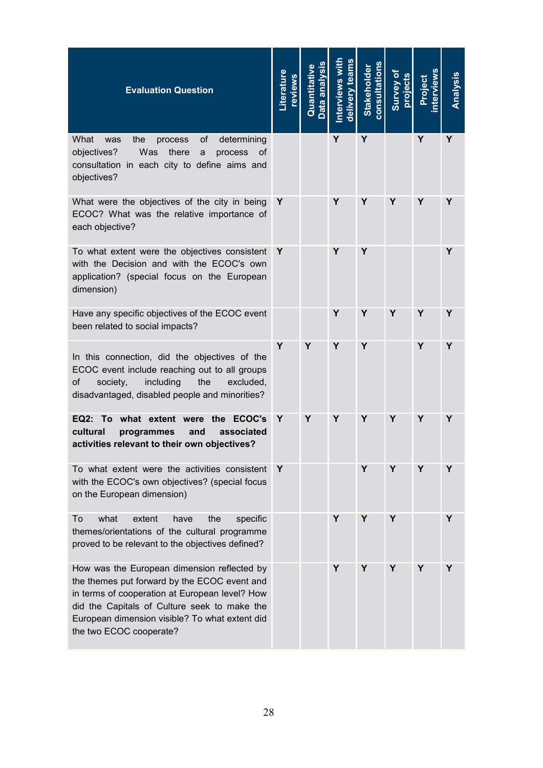| Evaluation Question | Literature reviews | Quantitative Data analysis | Interviews with delivery teams | Stakeholder consultations | Survey of projects | Project interviews | Analysis |
|---|---|---|---|---|---|---|---|
| What was the process of determining objectives? Was there a process of consultation in each city to define aims and objectives? | | | Y | Y | | Y | Y |
| What were the objectives of the city in being ECOC? What was the relative importance of each objective? | Y | | Y | Y | Y | Y | Y |
| To what extent were the objectives consistent with the Decision and with the ECOC's own application? (special focus on the European dimension) | Y | | Y | Y | | | Y |
| Have any specific objectives of the ECOC event been related to social impacts? | | | Y | Y | Y | Y | Y |
| In this connection, did the objectives of the ECOC event include reaching out to all groups of society, including the excluded, disadvantaged, disabled people and minorities? | Y | Y | Y | Y | | Y | Y |
| **EQ2: To what extent were the ECOC's cultural programmes and associated activities relevant to their own objectives?** | Y | Y | Y | Y | Y | Y | Y |
| To what extent were the activities consistent with the ECOC's own objectives? (special focus on the European dimension) | Y | | | Y | Y | Y | Y |
| To what extent have the specific themes/orientations of the cultural programme proved to be relevant to the objectives defined? | | | Y | Y | Y | | Y |
| How was the European dimension reflected by the themes put forward by the ECOC event and in terms of cooperation at European level? How did the Capitals of Culture seek to make the European dimension visible? To what extent did the two ECOC cooperate? | | | Y | Y | Y | Y | Y |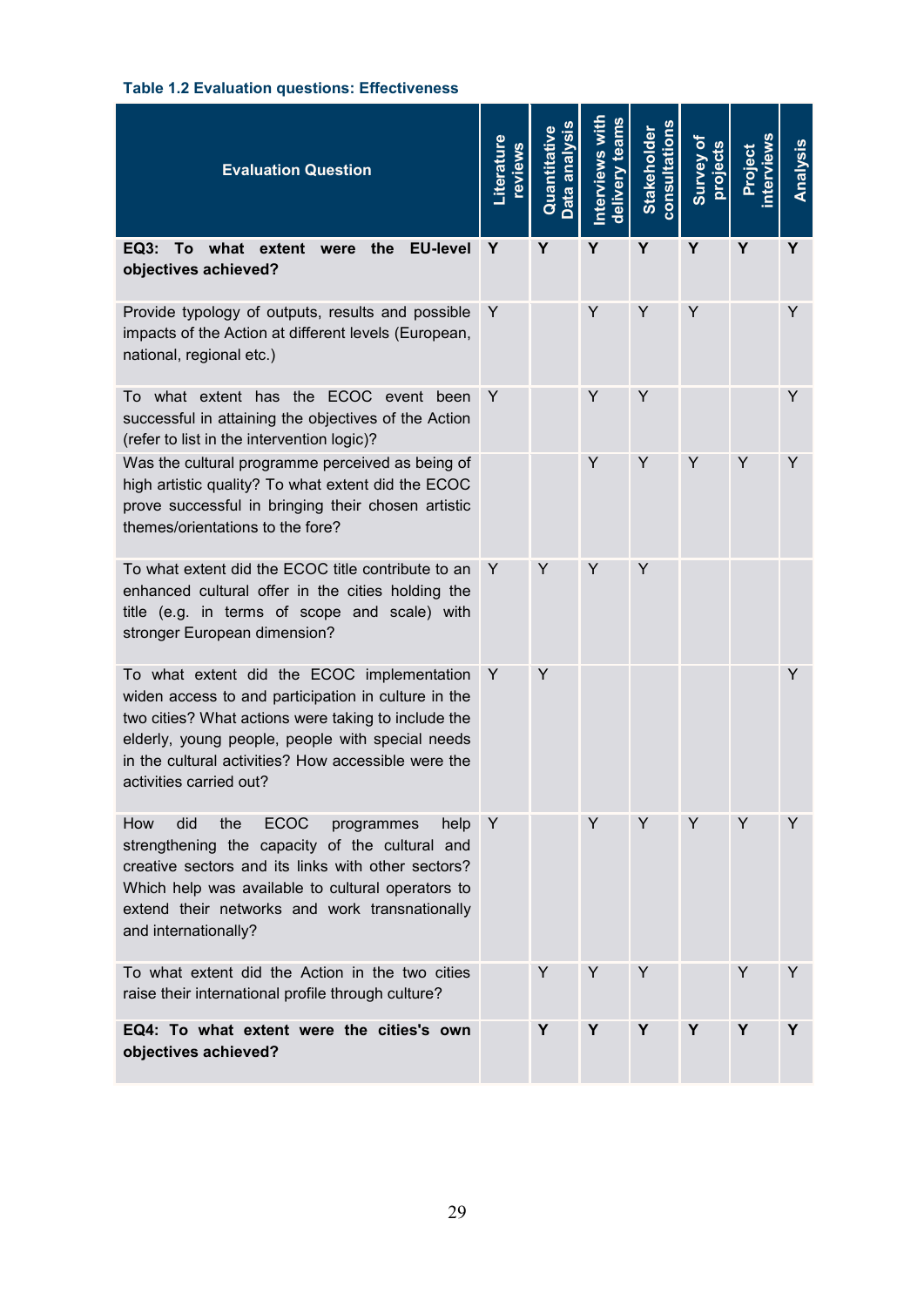**Table 1.2 Evaluation questions: Effectiveness**

| Evaluation Question | Literature reviews | Quantitative Data analysis | Interviews with delivery teams | Stakeholder consultations | Survey of projects | Project interviews | Analysis |
|---|---|---|---|---|---|---|---|
| **EQ3: To what extent were the EU-level objectives achieved?** | **Y** | **Y** | **Y** | **Y** | **Y** | **Y** | **Y** |
| Provide typology of outputs, results and possible impacts of the Action at different levels (European, national, regional etc.) | Y | | Y | Y | Y | | Y |
| To what extent has the ECOC event been successful in attaining the objectives of the Action (refer to list in the intervention logic)? | Y | | Y | Y | | | Y |
| Was the cultural programme perceived as being of high artistic quality? To what extent did the ECOC prove successful in bringing their chosen artistic themes/orientations to the fore? | | | Y | Y | Y | Y | Y |
| To what extent did the ECOC title contribute to an enhanced cultural offer in the cities holding the title (e.g. in terms of scope and scale) with stronger European dimension? | Y | Y | Y | Y | | | |
| To what extent did the ECOC implementation widen access to and participation in culture in the two cities? What actions were taking to include the elderly, young people, people with special needs in the cultural activities? How accessible were the activities carried out? | Y | Y | | | | | Y |
| How did the ECOC programmes help strengthening the capacity of the cultural and creative sectors and its links with other sectors? Which help was available to cultural operators to extend their networks and work transnationally and internationally? | Y | | Y | Y | Y | Y | Y |
| To what extent did the Action in the two cities raise their international profile through culture? | | Y | Y | Y | | Y | Y |
| **EQ4: To what extent were the cities's own objectives achieved?** | | **Y** | **Y** | **Y** | **Y** | **Y** | **Y** |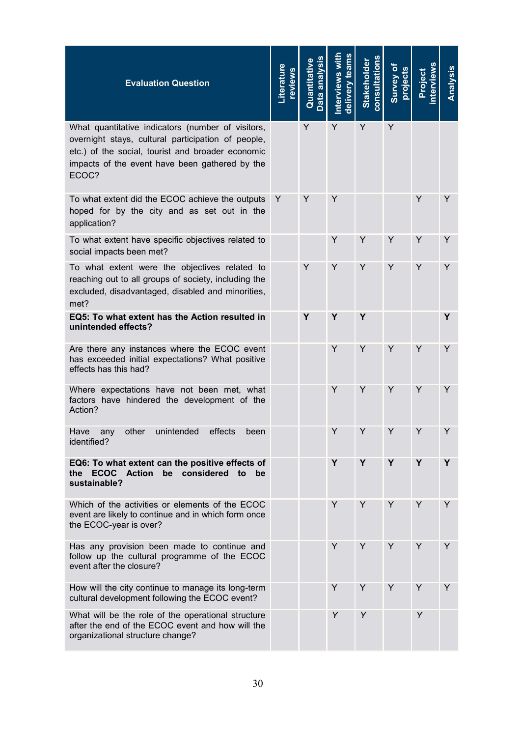| Evaluation Question | Literature reviews | Quantitative Data analysis | Interviews with delivery teams | Stakeholder consultations | Survey of projects | Project interviews | Analysis |
|---|---|---|---|---|---|---|---|
| What quantitative indicators (number of visitors, overnight stays, cultural participation of people, etc.) of the social, tourist and broader economic impacts of the event have been gathered by the ECOC? | | Y | Y | Y | Y | | |
| To what extent did the ECOC achieve the outputs hoped for by the city and as set out in the application? | Y | Y | Y | | | Y | Y |
| To what extent have specific objectives related to social impacts been met? | | | Y | Y | Y | Y | Y |
| To what extent were the objectives related to reaching out to all groups of society, including the excluded, disadvantaged, disabled and minorities, met? | | Y | Y | Y | Y | Y | Y |
| **EQ5: To what extent has the Action resulted in unintended effects?** | | **Y** | **Y** | **Y** | | | **Y** |
| Are there any instances where the ECOC event has exceeded initial expectations? What positive effects has this had? | | | Y | Y | Y | Y | Y |
| Where expectations have not been met, what factors have hindered the development of the Action? | | | Y | Y | Y | Y | Y |
| Have any other unintended effects been identified? | | | Y | Y | Y | Y | Y |
| **EQ6: To what extent can the positive effects of the ECOC Action be considered to be sustainable?** | | | **Y** | **Y** | **Y** | **Y** | **Y** |
| Which of the activities or elements of the ECOC event are likely to continue and in which form once the ECOC-year is over? | | | Y | Y | Y | Y | Y |
| Has any provision been made to continue and follow up the cultural programme of the ECOC event after the closure? | | | Y | Y | Y | Y | Y |
| How will the city continue to manage its long-term cultural development following the ECOC event? | | | Y | Y | Y | Y | Y |
| What will be the role of the operational structure after the end of the ECOC event and how will the organizational structure change? | | | Y | Y | | Y | |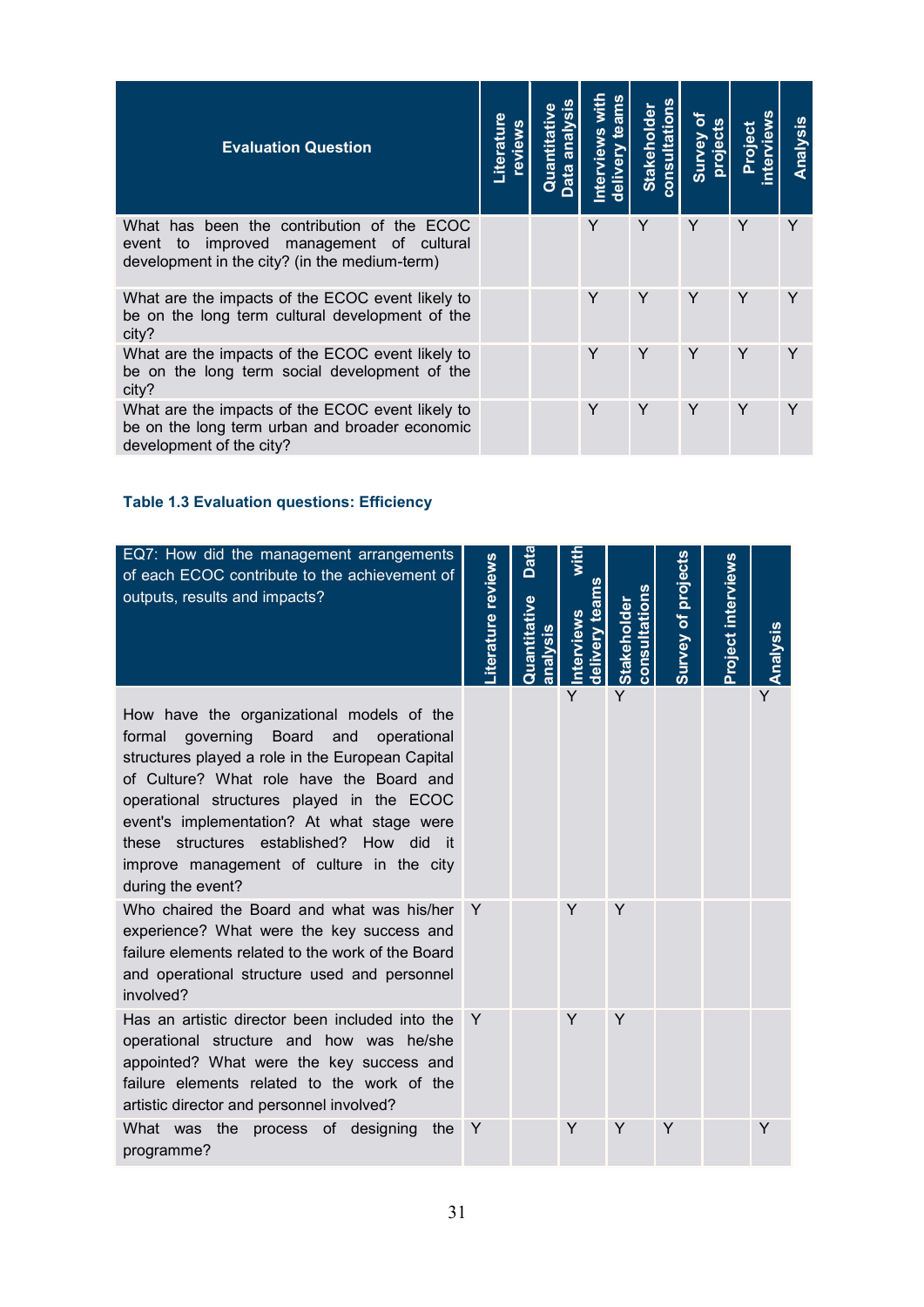| Evaluation Question | Literature reviews | Quantitative Data analysis | Interviews with delivery teams | Stakeholder consultations | Survey of projects | Project interviews | Analysis |
|---|---|---|---|---|---|---|---|
| What has been the contribution of the ECOC event to improved management of cultural development in the city? (in the medium-term) | | | Y | Y | Y | Y | Y |
| What are the impacts of the ECOC event likely to be on the long term cultural development of the city? | | | Y | Y | Y | Y | Y |
| What are the impacts of the ECOC event likely to be on the long term social development of the city? | | | Y | Y | Y | Y | Y |
| What are the impacts of the ECOC event likely to be on the long term urban and broader economic development of the city? | | | Y | Y | Y | Y | Y |

### Table 1.3 Evaluation questions: Efficiency

| EQ7: How did the management arrangements of each ECOC contribute to the achievement of outputs, results and impacts? | Literature reviews | Quantitative Data analysis | Interviews with delivery teams | Stakeholder consultations | Survey of projects | Project interviews | Analysis |
|---|---|---|---|---|---|---|---|
| How have the organizational models of the formal governing Board and operational structures played a role in the European Capital of Culture? What role have the Board and operational structures played in the ECOC event's implementation? At what stage were these structures established? How did it improve management of culture in the city during the event? | | | Y | Y | | | Y |
| Who chaired the Board and what was his/her experience? What were the key success and failure elements related to the work of the Board and operational structure used and personnel involved? | Y | | Y | Y | | | |
| Has an artistic director been included into the operational structure and how was he/she appointed? What were the key success and failure elements related to the work of the artistic director and personnel involved? | Y | | Y | Y | | | |
| What was the process of designing the programme? | Y | | Y | Y | Y | | Y |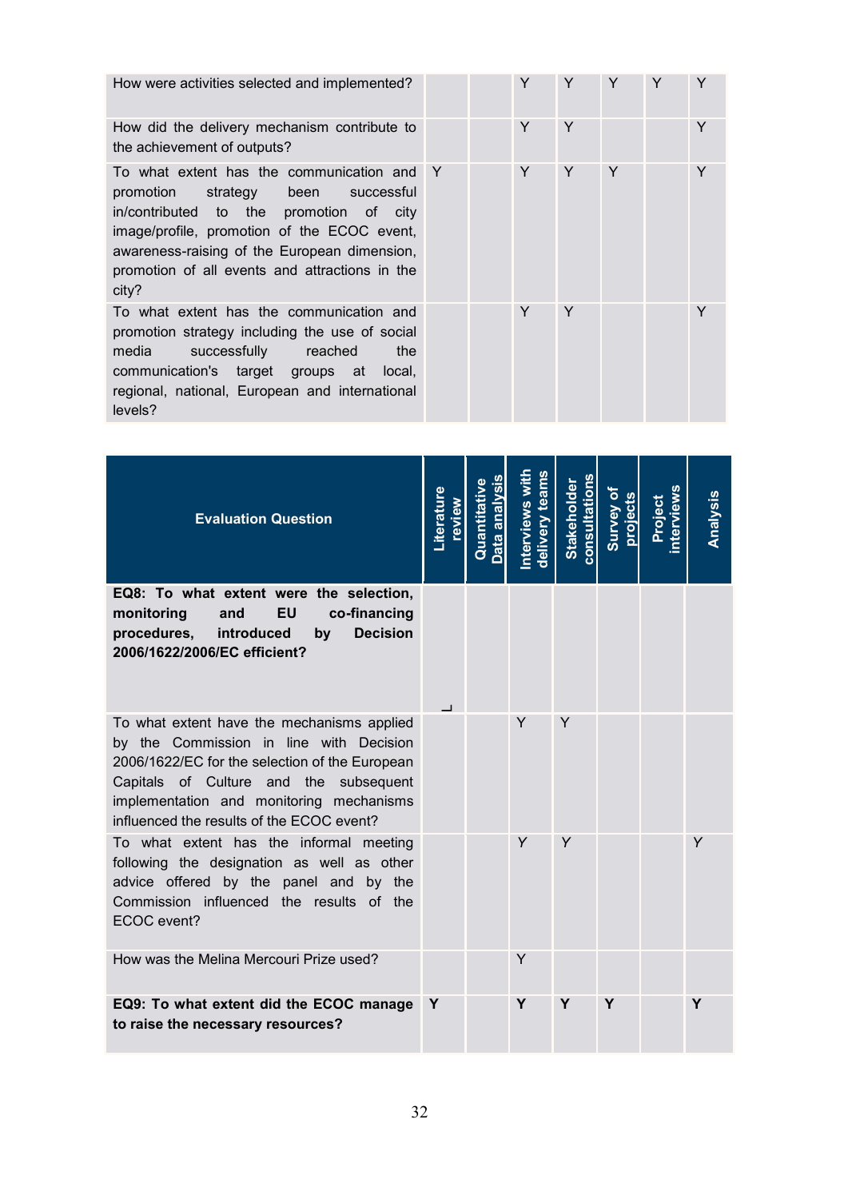| How were activities selected and implemented? | | | Y | Y | Y | Y | Y |
|---|---|---|---|---|---|---|---|
| How did the delivery mechanism contribute to the achievement of outputs? | | | Y | Y | | | Y |
| To what extent has the communication and promotion strategy been successful in/contributed to the promotion of city image/profile, promotion of the ECOC event, awareness-raising of the European dimension, promotion of all events and attractions in the city? | Y | | Y | Y | Y | | Y |
| To what extent has the communication and promotion strategy including the use of social media successfully reached the communication's target groups at local, regional, national, European and international levels? | | | Y | Y | | | Y |

| Evaluation Question | Literature review | Quantitative Data analysis | Interviews with delivery teams | Stakeholder consultations | Survey of projects | Project interviews | Analysis |
|---|---|---|---|---|---|---|---|
| **EQ8: To what extent were the selection, monitoring and EU co-financing procedures, introduced by Decision 2006/1622/2006/EC efficient?** | | | | | | | |
| To what extent have the mechanisms applied by the Commission in line with Decision 2006/1622/EC for the selection of the European Capitals of Culture and the subsequent implementation and monitoring mechanisms influenced the results of the ECOC event? | | | Y | Y | | | |
| To what extent has the informal meeting following the designation as well as other advice offered by the panel and by the Commission influenced the results of the ECOC event? | | | Y | Y | | | Y |
| How was the Melina Mercouri Prize used? | | | Y | | | | |
| **EQ9: To what extent did the ECOC manage to raise the necessary resources?** | **Y** | | **Y** | **Y** | **Y** | | **Y** |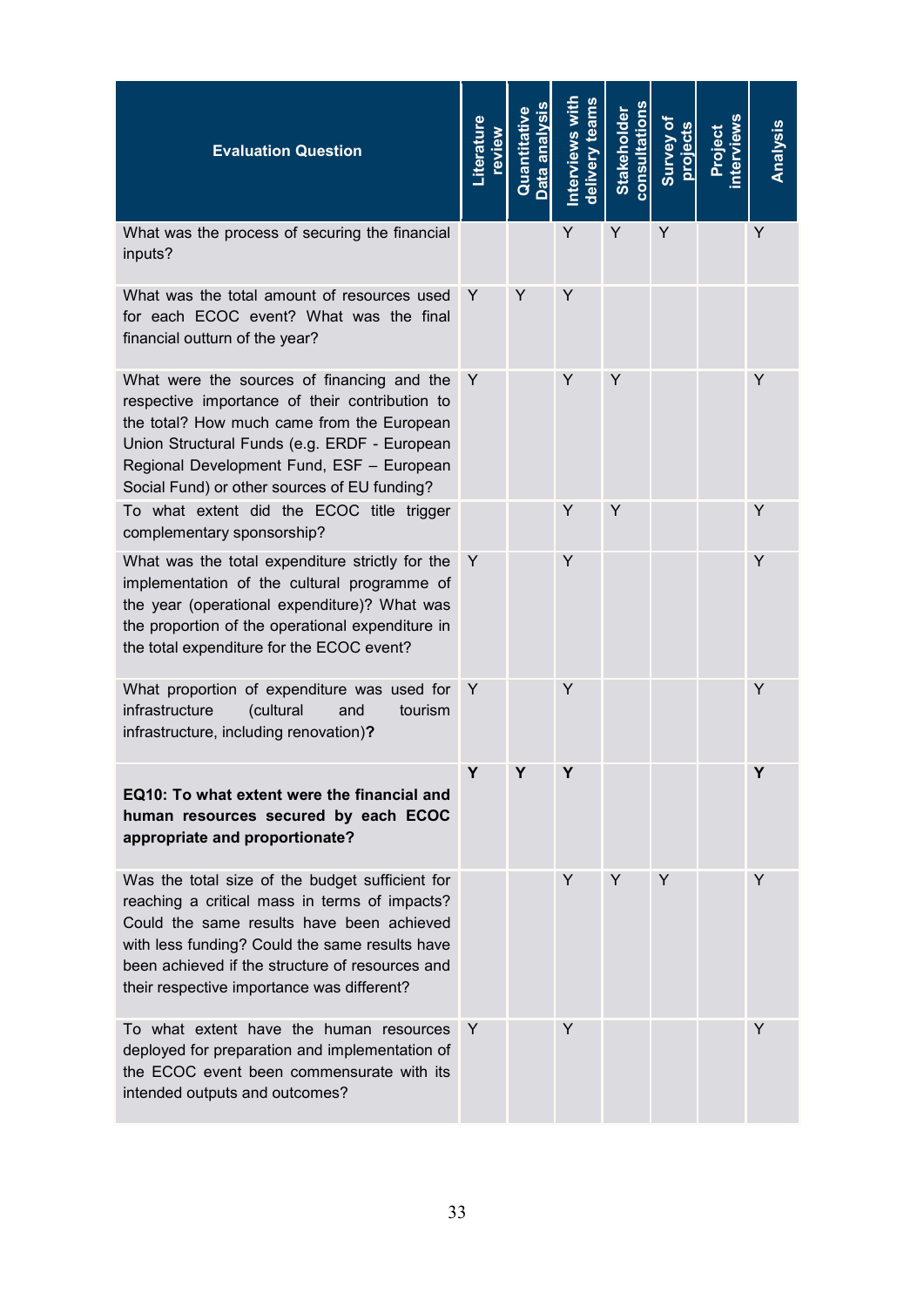| **Evaluation Question** | **Literature review** | **Quantitative Data analysis** | **Interviews with delivery teams** | **Stakeholder consultations** | **Survey of projects** | **Project interviews** | **Analysis** |
|---|---|---|---|---|---|---|---|
| What was the process of securing the financial inputs? | | | Y | Y | Y | | Y |
| What was the total amount of resources used for each ECOC event? What was the final financial outturn of the year? | Y | Y | Y | | | | |
| What were the sources of financing and the respective importance of their contribution to the total? How much came from the European Union Structural Funds (e.g. ERDF - European Regional Development Fund, ESF – European Social Fund) or other sources of EU funding? | Y | | Y | Y | | | Y |
| To what extent did the ECOC title trigger complementary sponsorship? | | | Y | Y | | | Y |
| What was the total expenditure strictly for the implementation of the cultural programme of the year (operational expenditure)? What was the proportion of the operational expenditure in the total expenditure for the ECOC event? | Y | | Y | | | | Y |
| What proportion of expenditure was used for infrastructure (cultural and tourism infrastructure, including renovation)**?** | Y | | Y | | | | Y |
| **EQ10: To what extent were the financial and human resources secured by each ECOC appropriate and proportionate?** | **Y** | **Y** | **Y** | | | | **Y** |
| Was the total size of the budget sufficient for reaching a critical mass in terms of impacts? Could the same results have been achieved with less funding? Could the same results have been achieved if the structure of resources and their respective importance was different? | | | Y | Y | Y | | Y |
| To what extent have the human resources deployed for preparation and implementation of the ECOC event been commensurate with its intended outputs and outcomes? | Y | | Y | | | | Y |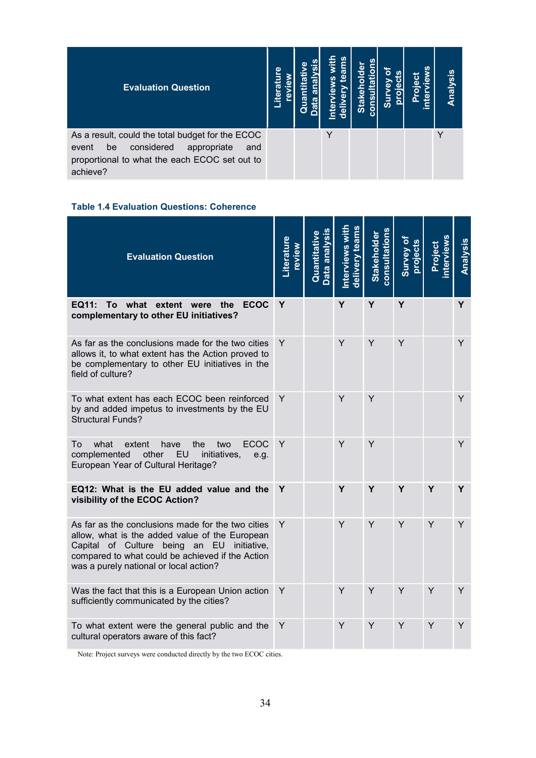| Evaluation Question | Literature review | Quantitative Data analysis | Interviews with delivery teams | Stakeholder consultations | Survey of projects | Project interviews | Analysis |
|---|---|---|---|---|---|---|---|
| As a result, could the total budget for the ECOC event be considered appropriate and proportional to what the each ECOC set out to achieve? | | | Y | | | | Y |

**Table 1.4 Evaluation Questions: Coherence**

| Evaluation Question | Literature review | Quantitative Data analysis | Interviews with delivery teams | Stakeholder consultations | Survey of projects | Project interviews | Analysis |
|---|---|---|---|---|---|---|---|
| **EQ11: To what extent were the ECOC complementary to other EU initiatives?** | **Y** | | **Y** | **Y** | **Y** | | **Y** |
| As far as the conclusions made for the two cities allows it, to what extent has the Action proved to be complementary to other EU initiatives in the field of culture? | Y | | Y | Y | Y | | Y |
| To what extent has each ECOC been reinforced by and added impetus to investments by the EU Structural Funds? | Y | | Y | Y | | | Y |
| To what extent have the two ECOC complemented other EU initiatives, e.g. European Year of Cultural Heritage? | Y | | Y | Y | | | Y |
| **EQ12: What is the EU added value and the visibility of the ECOC Action?** | **Y** | | **Y** | **Y** | **Y** | **Y** | **Y** |
| As far as the conclusions made for the two cities allow, what is the added value of the European Capital of Culture being an EU initiative, compared to what could be achieved if the Action was a purely national or local action? | Y | | Y | Y | Y | Y | Y |
| Was the fact that this is a European Union action sufficiently communicated by the cities? | Y | | Y | Y | Y | Y | Y |
| To what extent were the general public and the cultural operators aware of this fact? | Y | | Y | Y | Y | Y | Y |

Note: Project surveys were conducted directly by the two ECOC cities.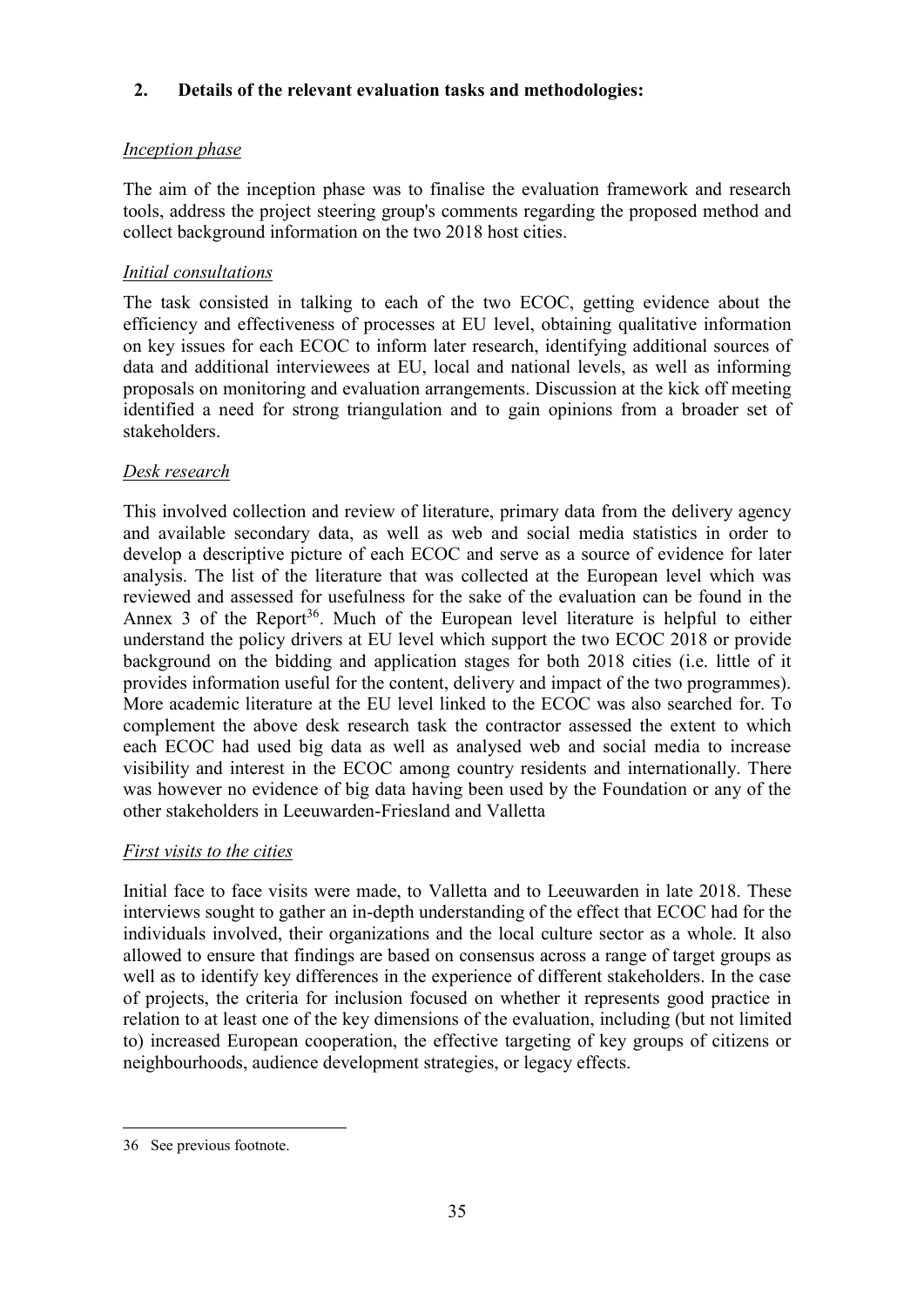## 2. Details of the relevant evaluation tasks and methodologies:

*Inception phase*

The aim of the inception phase was to finalise the evaluation framework and research tools, address the project steering group's comments regarding the proposed method and collect background information on the two 2018 host cities.

*Initial consultations*

The task consisted in talking to each of the two ECOC, getting evidence about the efficiency and effectiveness of processes at EU level, obtaining qualitative information on key issues for each ECOC to inform later research, identifying additional sources of data and additional interviewees at EU, local and national levels, as well as informing proposals on monitoring and evaluation arrangements. Discussion at the kick off meeting identified a need for strong triangulation and to gain opinions from a broader set of stakeholders.

*Desk research*

This involved collection and review of literature, primary data from the delivery agency and available secondary data, as well as web and social media statistics in order to develop a descriptive picture of each ECOC and serve as a source of evidence for later analysis. The list of the literature that was collected at the European level which was reviewed and assessed for usefulness for the sake of the evaluation can be found in the Annex 3 of the Report[36]. Much of the European level literature is helpful to either understand the policy drivers at EU level which support the two ECOC 2018 or provide background on the bidding and application stages for both 2018 cities (i.e. little of it provides information useful for the content, delivery and impact of the two programmes). More academic literature at the EU level linked to the ECOC was also searched for. To complement the above desk research task the contractor assessed the extent to which each ECOC had used big data as well as analysed web and social media to increase visibility and interest in the ECOC among country residents and internationally. There was however no evidence of big data having been used by the Foundation or any of the other stakeholders in Leeuwarden-Friesland and Valletta

*First visits to the cities*

Initial face to face visits were made, to Valletta and to Leeuwarden in late 2018. These interviews sought to gather an in-depth understanding of the effect that ECOC had for the individuals involved, their organizations and the local culture sector as a whole. It also allowed to ensure that findings are based on consensus across a range of target groups as well as to identify key differences in the experience of different stakeholders. In the case of projects, the criteria for inclusion focused on whether it represents good practice in relation to at least one of the key dimensions of the evaluation, including (but not limited to) increased European cooperation, the effective targeting of key groups of citizens or neighbourhoods, audience development strategies, or legacy effects.

---

36 See previous footnote.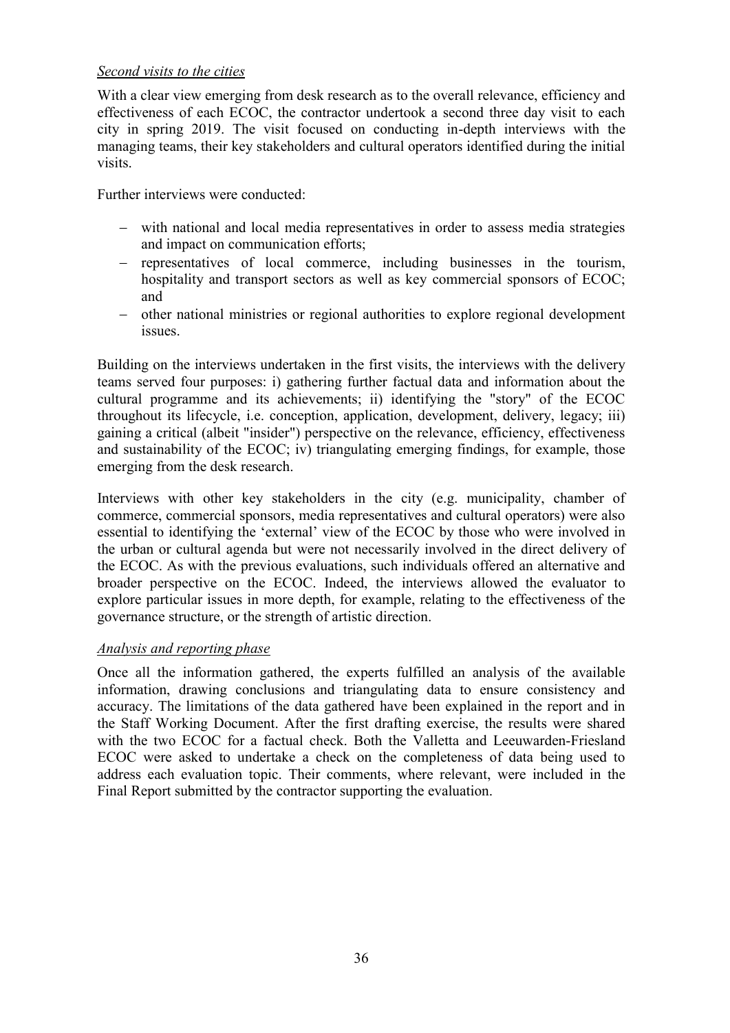*Second visits to the cities*

With a clear view emerging from desk research as to the overall relevance, efficiency and effectiveness of each ECOC, the contractor undertook a second three day visit to each city in spring 2019. The visit focused on conducting in-depth interviews with the managing teams, their key stakeholders and cultural operators identified during the initial visits.

Further interviews were conducted:

- with national and local media representatives in order to assess media strategies and impact on communication efforts;
- representatives of local commerce, including businesses in the tourism, hospitality and transport sectors as well as key commercial sponsors of ECOC; and
- other national ministries or regional authorities to explore regional development issues.

Building on the interviews undertaken in the first visits, the interviews with the delivery teams served four purposes: i) gathering further factual data and information about the cultural programme and its achievements; ii) identifying the "story" of the ECOC throughout its lifecycle, i.e. conception, application, development, delivery, legacy; iii) gaining a critical (albeit "insider") perspective on the relevance, efficiency, effectiveness and sustainability of the ECOC; iv) triangulating emerging findings, for example, those emerging from the desk research.

Interviews with other key stakeholders in the city (e.g. municipality, chamber of commerce, commercial sponsors, media representatives and cultural operators) were also essential to identifying the 'external' view of the ECOC by those who were involved in the urban or cultural agenda but were not necessarily involved in the direct delivery of the ECOC. As with the previous evaluations, such individuals offered an alternative and broader perspective on the ECOC. Indeed, the interviews allowed the evaluator to explore particular issues in more depth, for example, relating to the effectiveness of the governance structure, or the strength of artistic direction.

*Analysis and reporting phase*

Once all the information gathered, the experts fulfilled an analysis of the available information, drawing conclusions and triangulating data to ensure consistency and accuracy. The limitations of the data gathered have been explained in the report and in the Staff Working Document. After the first drafting exercise, the results were shared with the two ECOC for a factual check. Both the Valletta and Leeuwarden-Friesland ECOC were asked to undertake a check on the completeness of data being used to address each evaluation topic. Their comments, where relevant, were included in the Final Report submitted by the contractor supporting the evaluation.